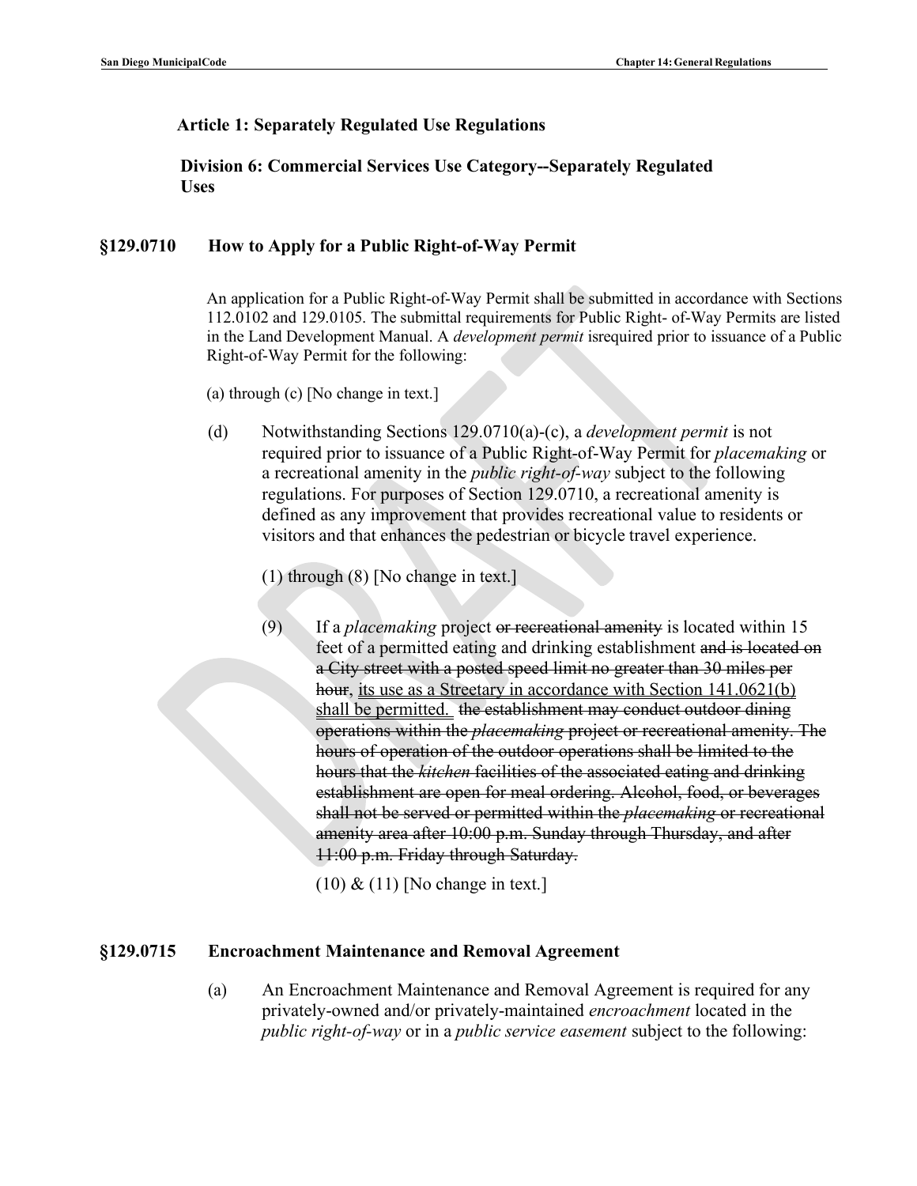### Article 1: Separately Regulated Use Regulations

### Division 6: Commercial Services Use Category--Separately Regulated Uses

## §129.0710 How to Apply for a Public Right-of-Way Permit

An application for a Public Right-of-Way Permit shall be submitted in accordance with Sections 112.0102 and 129.0105. The submittal requirements for Public Right- of-Way Permits are listed in the Land Development Manual. A *development permit* isrequired prior to issuance of a Public Right-of-Way Permit for the following:

(a) through (c) [No change in text.]

(d) Notwithstanding Sections 129.0710(a)-(c), a *development permit* is not required prior to issuance of a Public Right-of-Way Permit for *placemaking* or a recreational amenity in the *public right-of-way* subject to the following regulations. For purposes of Section 129.0710, a recreational amenity is defined as any improvement that provides recreational value to residents or visitors and that enhances the pedestrian or bicycle travel experience.

(1) through (8) [No change in text.]

(9) If a *placemaking* project ~~or recreational amenity~~ is located within 15 feet of a permitted eating and drinking establishment ~~and is located on a City street with a posted speed limit no greater than 30 miles per hour~~, <u>its use as a Streetary in accordance with Section 141.0621(b) shall be permitted.</u> ~~the establishment may conduct outdoor dining operations within the *placemaking* project or recreational amenity. The hours of operation of the outdoor operations shall be limited to the hours that the *kitchen* facilities of the associated eating and drinking establishment are open for meal ordering. Alcohol, food, or beverages shall not be served or permitted within the *placemaking* or recreational amenity area after 10:00 p.m. Sunday through Thursday, and after 11:00 p.m. Friday through Saturday.~~

(10) & (11) [No change in text.]

## §129.0715 Encroachment Maintenance and Removal Agreement

(a) An Encroachment Maintenance and Removal Agreement is required for any privately-owned and/or privately-maintained *encroachment* located in the *public right-of-way* or in a *public service easement* subject to the following: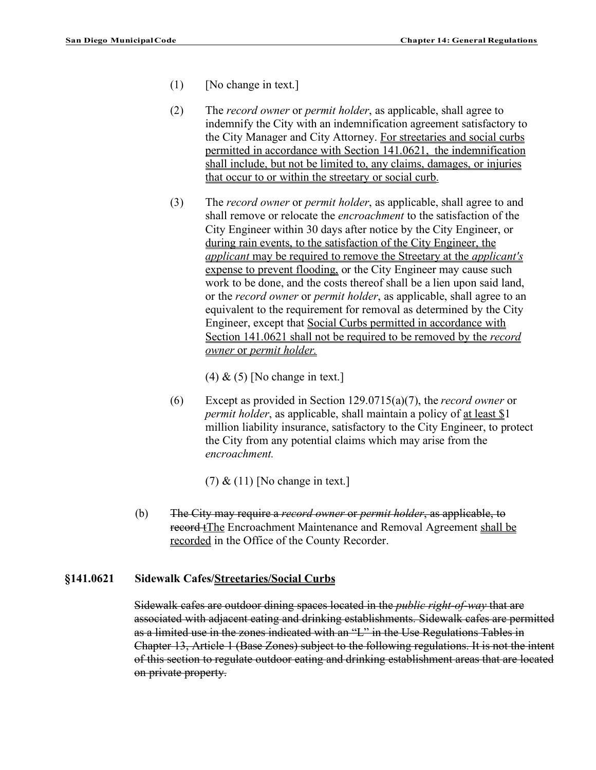(1) [No change in text.]

(2) The *record owner* or *permit holder*, as applicable, shall agree to indemnify the City with an indemnification agreement satisfactory to the City Manager and City Attorney. <u>For streetaries and social curbs permitted in accordance with Section 141.0621, the indemnification shall include, but not be limited to, any claims, damages, or injuries that occur to or within the streetary or social curb</u>.

(3) The *record owner* or *permit holder*, as applicable, shall agree to and shall remove or relocate the *encroachment* to the satisfaction of the City Engineer within 30 days after notice by the City Engineer, or <u>during rain events, to the satisfaction of the City Engineer, the *applicant* may be required to remove the Streetary at the *applicant's* expense to prevent flooding,</u> or the City Engineer may cause such work to be done, and the costs thereof shall be a lien upon said land, or the *record owner* or *permit holder*, as applicable, shall agree to an equivalent to the requirement for removal as determined by the City Engineer, except that <u>Social Curbs permitted in accordance with Section 141.0621 shall not be required to be removed by the *record owner* or *permit holder*.</u>

(4) & (5) [No change in text.]

(6) Except as provided in Section 129.0715(a)(7), the *record owner* or *permit holder*, as applicable, shall maintain a policy of <u>at least $</u>1 million liability insurance, satisfactory to the City Engineer, to protect the City from any potential claims which may arise from the *encroachment.*

(7) & (11) [No change in text.]

(b) ~~The City may require a *record owner* or *permit holder*, as applicable, to record t~~<u>The</u> Encroachment Maintenance and Removal Agreement <u>shall be recorded</u> in the Office of the County Recorder.

## §141.0621 Sidewalk Cafes/<u>Streetaries/Social Curbs</u>

~~Sidewalk cafes are outdoor dining spaces located in the *public right-of-way* that are associated with adjacent eating and drinking establishments. Sidewalk cafes are permitted as a limited use in the zones indicated with an "L" in the Use Regulations Tables in Chapter 13, Article 1 (Base Zones) subject to the following regulations. It is not the intent of this section to regulate outdoor eating and drinking establishment areas that are located on private property.~~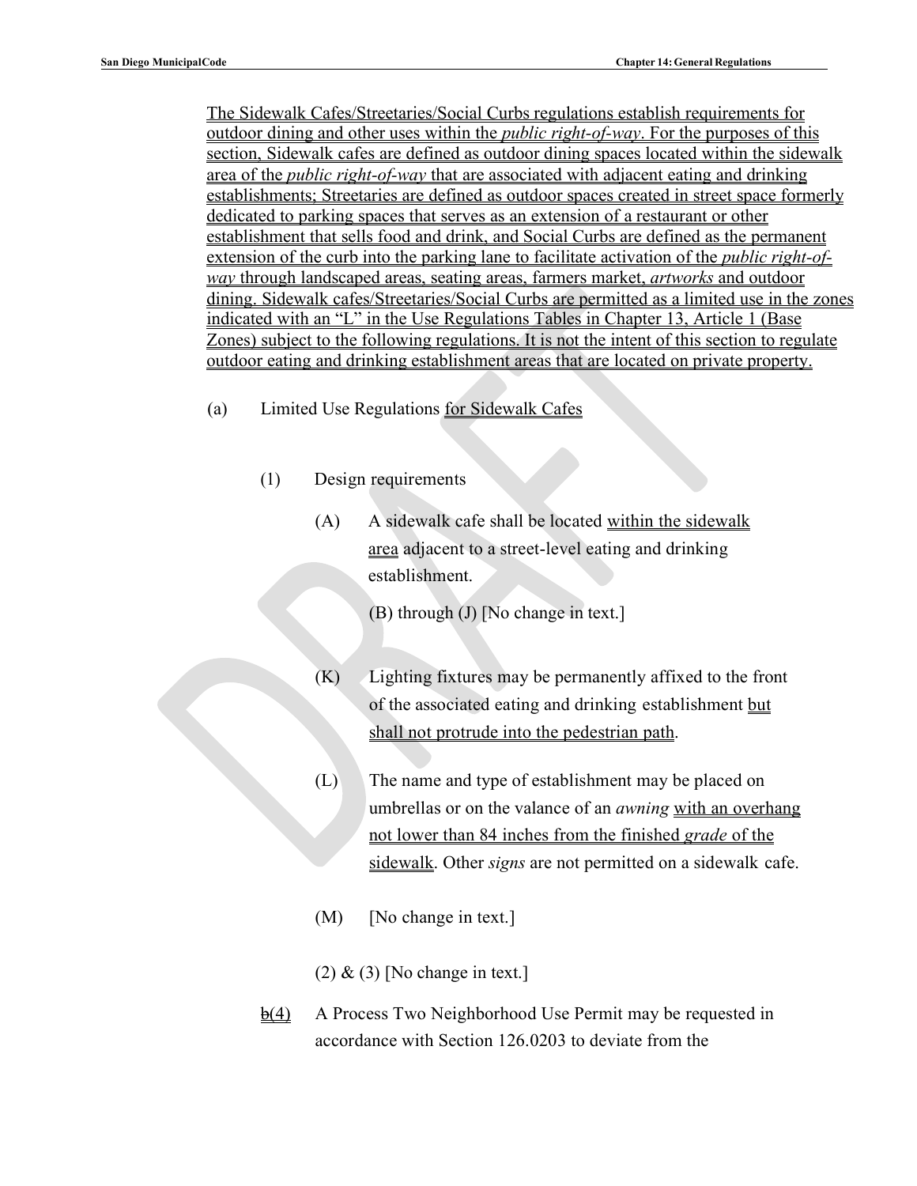The Sidewalk Cafes/Streetaries/Social Curbs regulations establish requirements for outdoor dining and other uses within the *public right-of-way*. For the purposes of this section, Sidewalk cafes are defined as outdoor dining spaces located within the sidewalk area of the *public right-of-way* that are associated with adjacent eating and drinking establishments; Streetaries are defined as outdoor spaces created in street space formerly dedicated to parking spaces that serves as an extension of a restaurant or other establishment that sells food and drink, and Social Curbs are defined as the permanent extension of the curb into the parking lane to facilitate activation of the *public right-of-way* through landscaped areas, seating areas, farmers market, *artworks* and outdoor dining. Sidewalk cafes/Streetaries/Social Curbs are permitted as a limited use in the zones indicated with an "L" in the Use Regulations Tables in Chapter 13, Article 1 (Base Zones) subject to the following regulations. It is not the intent of this section to regulate outdoor eating and drinking establishment areas that are located on private property.

(a) Limited Use Regulations for Sidewalk Cafes

(1) Design requirements

(A) A sidewalk cafe shall be located within the sidewalk area adjacent to a street-level eating and drinking establishment.

(B) through (J) [No change in text.]

(K) Lighting fixtures may be permanently affixed to the front of the associated eating and drinking establishment but shall not protrude into the pedestrian path.

(L) The name and type of establishment may be placed on umbrellas or on the valance of an *awning* with an overhang not lower than 84 inches from the finished *grade* of the sidewalk. Other *signs* are not permitted on a sidewalk cafe.

(M) [No change in text.]

(2) & (3) [No change in text.]

~~b~~(4) A Process Two Neighborhood Use Permit may be requested in accordance with Section 126.0203 to deviate from the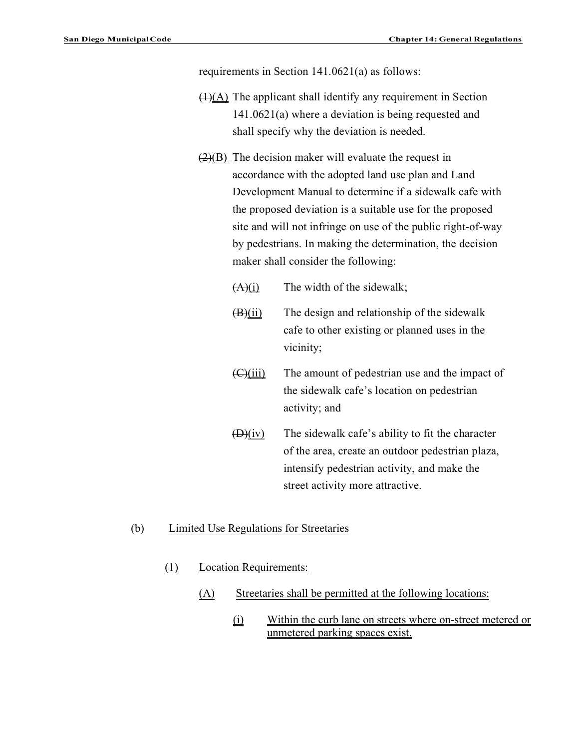requirements in Section 141.0621(a) as follows:

~~(1)~~<u>(A)</u> The applicant shall identify any requirement in Section 141.0621(a) where a deviation is being requested and shall specify why the deviation is needed.

~~(2)~~<u>(B)</u> The decision maker will evaluate the request in accordance with the adopted land use plan and Land Development Manual to determine if a sidewalk cafe with the proposed deviation is a suitable use for the proposed site and will not infringe on use of the public right-of-way by pedestrians. In making the determination, the decision maker shall consider the following:

~~(A)~~<u>(i)</u> The width of the sidewalk;

~~(B)~~<u>(ii)</u> The design and relationship of the sidewalk cafe to other existing or planned uses in the vicinity;

~~(C)~~<u>(iii)</u> The amount of pedestrian use and the impact of the sidewalk cafe's location on pedestrian activity; and

~~(D)~~<u>(iv)</u> The sidewalk cafe's ability to fit the character of the area, create an outdoor pedestrian plaza, intensify pedestrian activity, and make the street activity more attractive.

(b) <u>Limited Use Regulations for Streetaries</u>

<u>(1)</u> <u>Location Requirements:</u>

<u>(A)</u> <u>Streetaries shall be permitted at the following locations:</u>

<u>(i)</u> <u>Within the curb lane on streets where on-street metered or unmetered parking spaces exist.</u>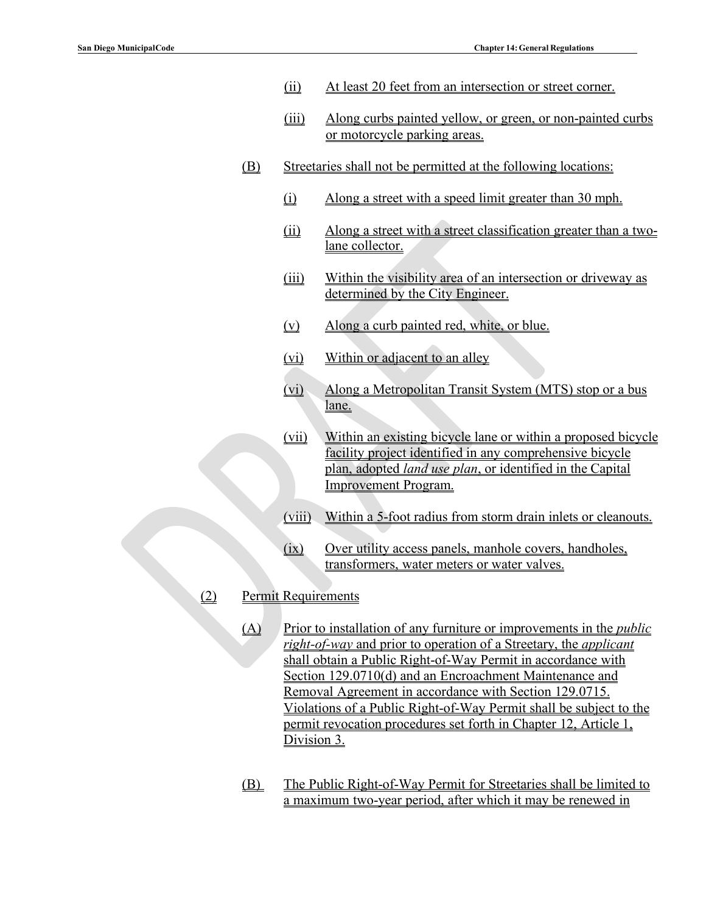(ii) At least 20 feet from an intersection or street corner.

(iii) Along curbs painted yellow, or green, or non-painted curbs or motorcycle parking areas.

(B) Streetaries shall not be permitted at the following locations:

(i) Along a street with a speed limit greater than 30 mph.

(ii) Along a street with a street classification greater than a two-lane collector.

(iii) Within the visibility area of an intersection or driveway as determined by the City Engineer.

(v) Along a curb painted red, white, or blue.

(vi) Within or adjacent to an alley

(vi) Along a Metropolitan Transit System (MTS) stop or a bus lane.

(vii) Within an existing bicycle lane or within a proposed bicycle facility project identified in any comprehensive bicycle plan, adopted *land use plan*, or identified in the Capital Improvement Program.

(viii) Within a 5-foot radius from storm drain inlets or cleanouts.

(ix) Over utility access panels, manhole covers, handholes, transformers, water meters or water valves.

(2) Permit Requirements

(A) Prior to installation of any furniture or improvements in the *public right-of-way* and prior to operation of a Streetary, the *applicant* shall obtain a Public Right-of-Way Permit in accordance with Section 129.0710(d) and an Encroachment Maintenance and Removal Agreement in accordance with Section 129.0715. Violations of a Public Right-of-Way Permit shall be subject to the permit revocation procedures set forth in Chapter 12, Article 1, Division 3.

(B) The Public Right-of-Way Permit for Streetaries shall be limited to a maximum two-year period, after which it may be renewed in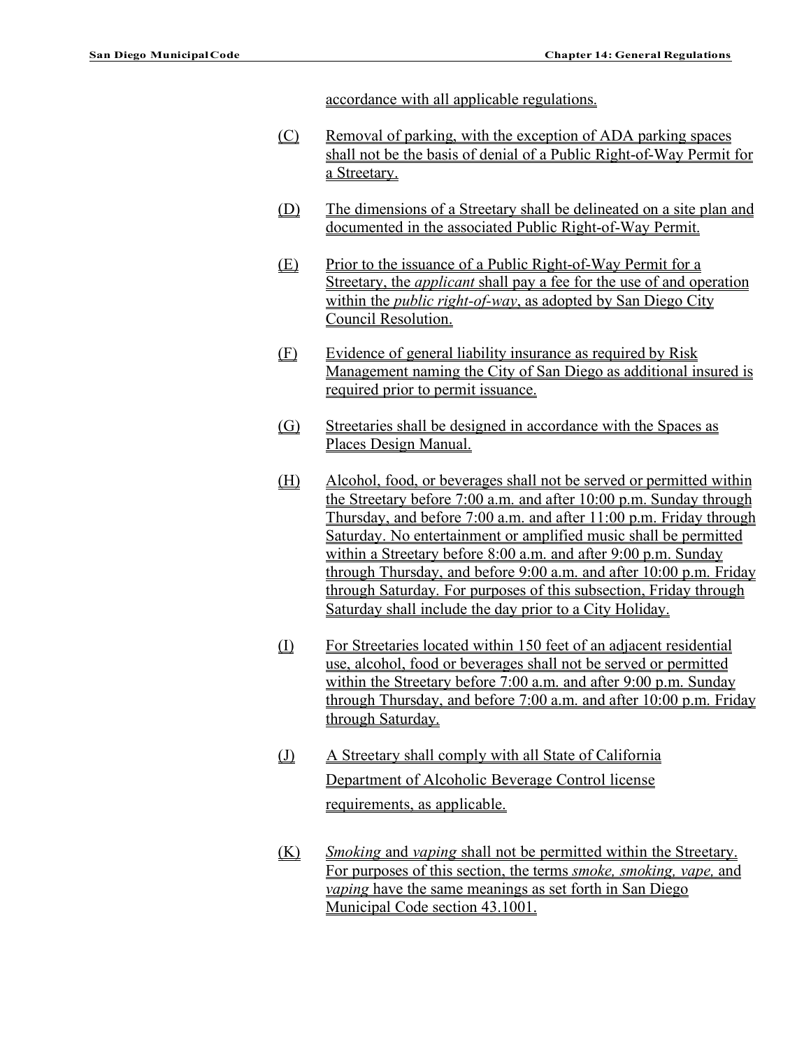accordance with all applicable regulations.

(C) Removal of parking, with the exception of ADA parking spaces shall not be the basis of denial of a Public Right-of-Way Permit for a Streetary.

(D) The dimensions of a Streetary shall be delineated on a site plan and documented in the associated Public Right-of-Way Permit.

(E) Prior to the issuance of a Public Right-of-Way Permit for a Streetary, the *applicant* shall pay a fee for the use of and operation within the *public right-of-way*, as adopted by San Diego City Council Resolution.

(F) Evidence of general liability insurance as required by Risk Management naming the City of San Diego as additional insured is required prior to permit issuance.

(G) Streetaries shall be designed in accordance with the Spaces as Places Design Manual.

(H) Alcohol, food, or beverages shall not be served or permitted within the Streetary before 7:00 a.m. and after 10:00 p.m. Sunday through Thursday, and before 7:00 a.m. and after 11:00 p.m. Friday through Saturday. No entertainment or amplified music shall be permitted within a Streetary before 8:00 a.m. and after 9:00 p.m. Sunday through Thursday, and before 9:00 a.m. and after 10:00 p.m. Friday through Saturday. For purposes of this subsection, Friday through Saturday shall include the day prior to a City Holiday.

(I) For Streetaries located within 150 feet of an adjacent residential use, alcohol, food or beverages shall not be served or permitted within the Streetary before 7:00 a.m. and after 9:00 p.m. Sunday through Thursday, and before 7:00 a.m. and after 10:00 p.m. Friday through Saturday.

(J) A Streetary shall comply with all State of California Department of Alcoholic Beverage Control license requirements, as applicable.

(K) *Smoking* and *vaping* shall not be permitted within the Streetary. For purposes of this section, the terms *smoke, smoking, vape,* and *vaping* have the same meanings as set forth in San Diego Municipal Code section 43.1001.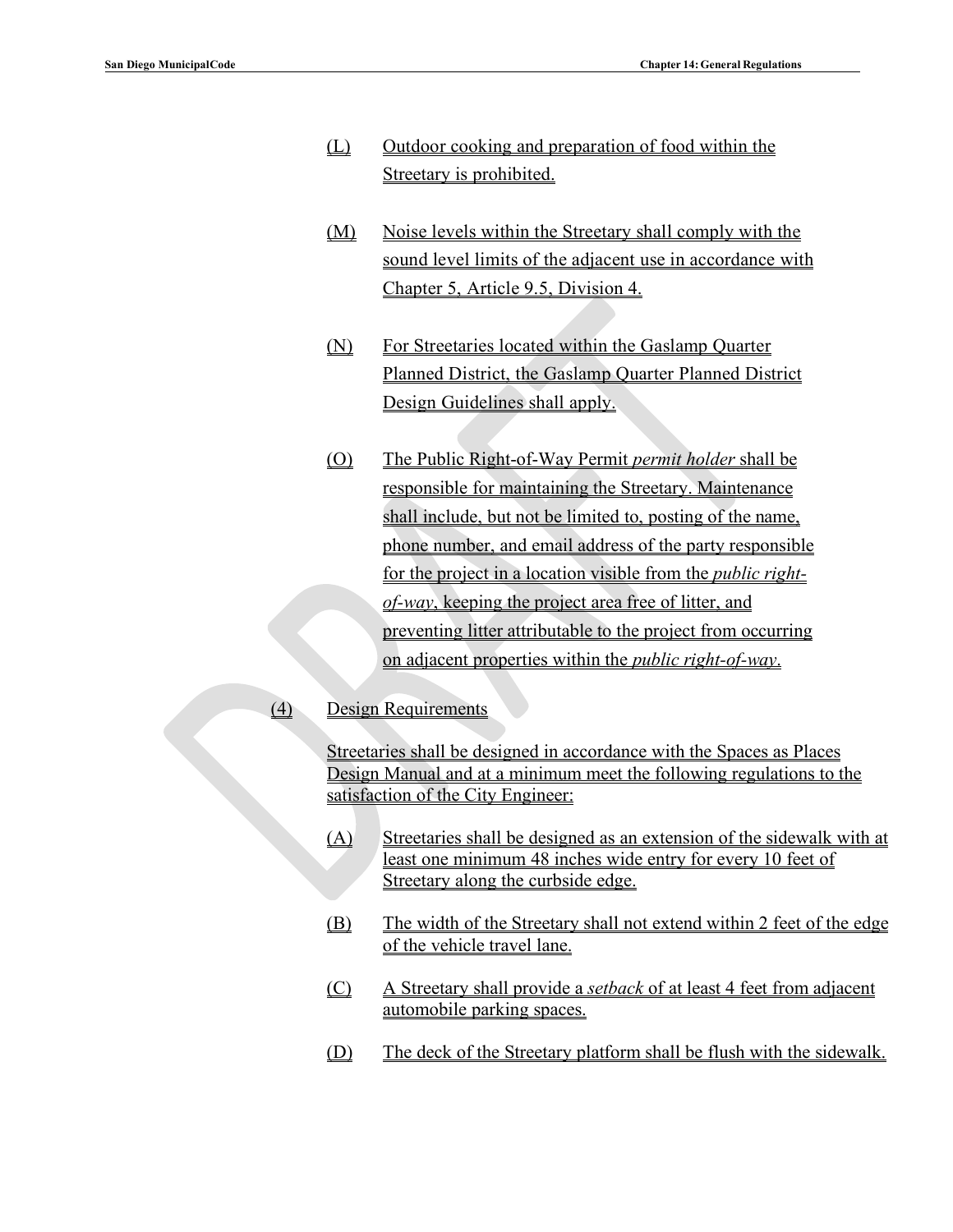(L) Outdoor cooking and preparation of food within the Streetary is prohibited.

(M) Noise levels within the Streetary shall comply with the sound level limits of the adjacent use in accordance with Chapter 5, Article 9.5, Division 4.

(N) For Streetaries located within the Gaslamp Quarter Planned District, the Gaslamp Quarter Planned District Design Guidelines shall apply.

(O) The Public Right-of-Way Permit *permit holder* shall be responsible for maintaining the Streetary. Maintenance shall include, but not be limited to, posting of the name, phone number, and email address of the party responsible for the project in a location visible from the *public right-of-way*, keeping the project area free of litter, and preventing litter attributable to the project from occurring on adjacent properties within the *public right-of-way*.

(4) Design Requirements

Streetaries shall be designed in accordance with the Spaces as Places Design Manual and at a minimum meet the following regulations to the satisfaction of the City Engineer:

(A) Streetaries shall be designed as an extension of the sidewalk with at least one minimum 48 inches wide entry for every 10 feet of Streetary along the curbside edge.

(B) The width of the Streetary shall not extend within 2 feet of the edge of the vehicle travel lane.

(C) A Streetary shall provide a *setback* of at least 4 feet from adjacent automobile parking spaces.

(D) The deck of the Streetary platform shall be flush with the sidewalk.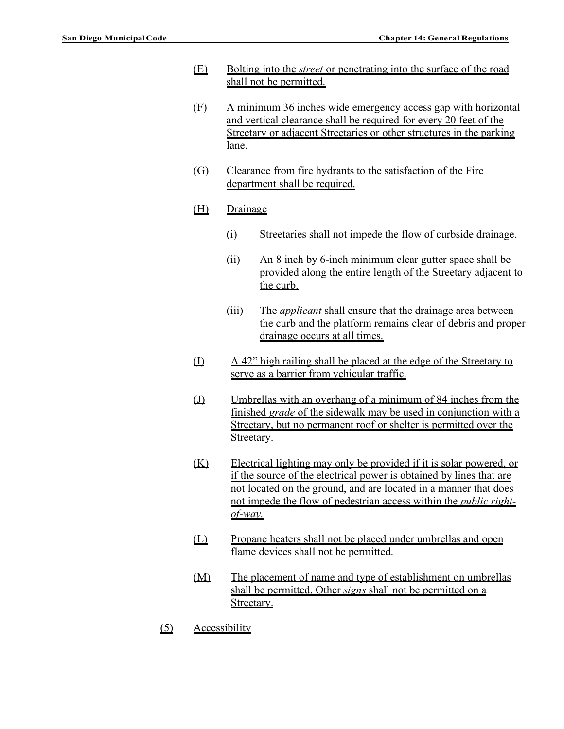(E) Bolting into the *street* or penetrating into the surface of the road shall not be permitted.

(F) A minimum 36 inches wide emergency access gap with horizontal and vertical clearance shall be required for every 20 feet of the Streetary or adjacent Streetaries or other structures in the parking lane.

(G) Clearance from fire hydrants to the satisfaction of the Fire department shall be required.

(H) Drainage

(i) Streetaries shall not impede the flow of curbside drainage.

(ii) An 8 inch by 6-inch minimum clear gutter space shall be provided along the entire length of the Streetary adjacent to the curb.

(iii) The *applicant* shall ensure that the drainage area between the curb and the platform remains clear of debris and proper drainage occurs at all times.

(I) A 42" high railing shall be placed at the edge of the Streetary to serve as a barrier from vehicular traffic.

(J) Umbrellas with an overhang of a minimum of 84 inches from the finished *grade* of the sidewalk may be used in conjunction with a Streetary, but no permanent roof or shelter is permitted over the Streetary.

(K) Electrical lighting may only be provided if it is solar powered, or if the source of the electrical power is obtained by lines that are not located on the ground, and are located in a manner that does not impede the flow of pedestrian access within the *public right-of-way*.

(L) Propane heaters shall not be placed under umbrellas and open flame devices shall not be permitted.

(M) The placement of name and type of establishment on umbrellas shall be permitted. Other *signs* shall not be permitted on a Streetary.

(5) Accessibility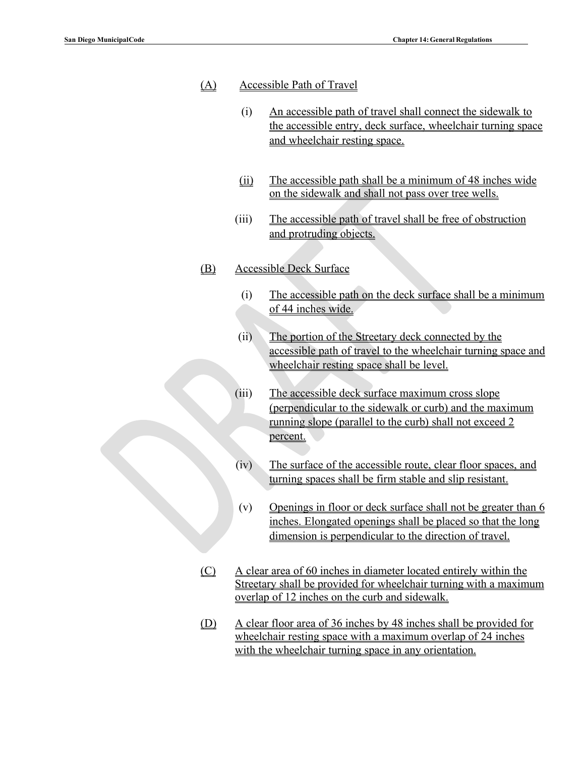(A) Accessible Path of Travel

   (i) An accessible path of travel shall connect the sidewalk to the accessible entry, deck surface, wheelchair turning space and wheelchair resting space.

   (ii) The accessible path shall be a minimum of 48 inches wide on the sidewalk and shall not pass over tree wells.

   (iii) The accessible path of travel shall be free of obstruction and protruding objects.

(B) Accessible Deck Surface

   (i) The accessible path on the deck surface shall be a minimum of 44 inches wide.

   (ii) The portion of the Streetary deck connected by the accessible path of travel to the wheelchair turning space and wheelchair resting space shall be level.

   (iii) The accessible deck surface maximum cross slope (perpendicular to the sidewalk or curb) and the maximum running slope (parallel to the curb) shall not exceed 2 percent.

   (iv) The surface of the accessible route, clear floor spaces, and turning spaces shall be firm stable and slip resistant.

   (v) Openings in floor or deck surface shall not be greater than 6 inches. Elongated openings shall be placed so that the long dimension is perpendicular to the direction of travel.

(C) A clear area of 60 inches in diameter located entirely within the Streetary shall be provided for wheelchair turning with a maximum overlap of 12 inches on the curb and sidewalk.

(D) A clear floor area of 36 inches by 48 inches shall be provided for wheelchair resting space with a maximum overlap of 24 inches with the wheelchair turning space in any orientation.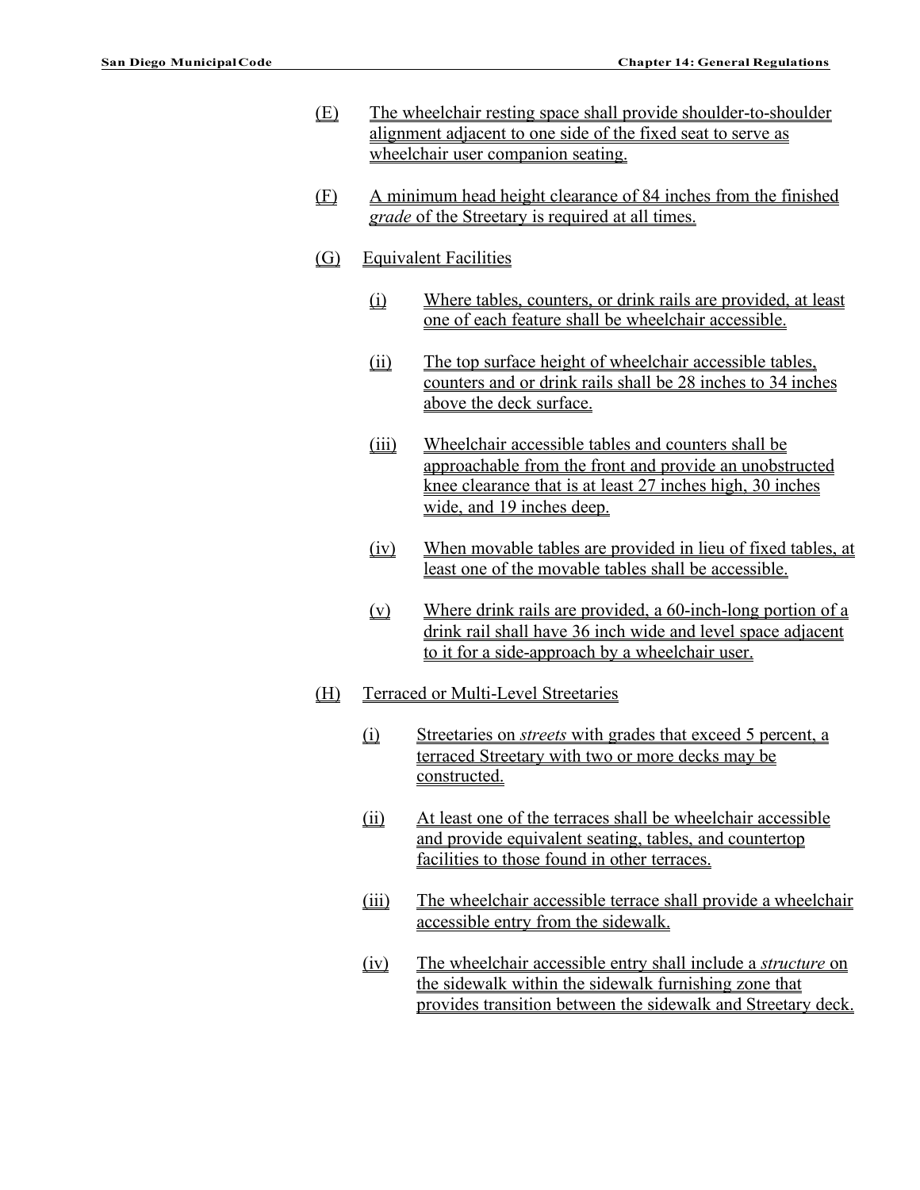(E) The wheelchair resting space shall provide shoulder-to-shoulder alignment adjacent to one side of the fixed seat to serve as wheelchair user companion seating.

(F) A minimum head height clearance of 84 inches from the finished *grade* of the Streetary is required at all times.

(G) Equivalent Facilities

(i) Where tables, counters, or drink rails are provided, at least one of each feature shall be wheelchair accessible.

(ii) The top surface height of wheelchair accessible tables, counters and or drink rails shall be 28 inches to 34 inches above the deck surface.

(iii) Wheelchair accessible tables and counters shall be approachable from the front and provide an unobstructed knee clearance that is at least 27 inches high, 30 inches wide, and 19 inches deep.

(iv) When movable tables are provided in lieu of fixed tables, at least one of the movable tables shall be accessible.

(v) Where drink rails are provided, a 60-inch-long portion of a drink rail shall have 36 inch wide and level space adjacent to it for a side-approach by a wheelchair user.

(H) Terraced or Multi-Level Streetaries

(i) Streetaries on *streets* with grades that exceed 5 percent, a terraced Streetary with two or more decks may be constructed.

(ii) At least one of the terraces shall be wheelchair accessible and provide equivalent seating, tables, and countertop facilities to those found in other terraces.

(iii) The wheelchair accessible terrace shall provide a wheelchair accessible entry from the sidewalk.

(iv) The wheelchair accessible entry shall include a *structure* on the sidewalk within the sidewalk furnishing zone that provides transition between the sidewalk and Streetary deck.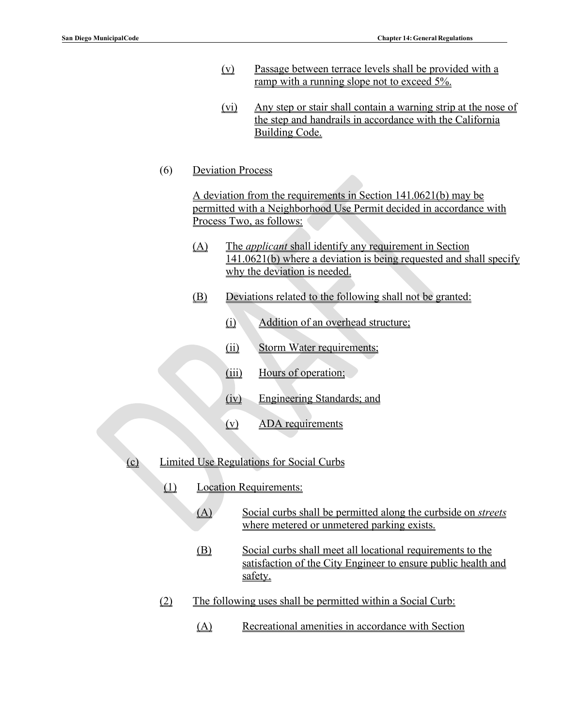(v) Passage between terrace levels shall be provided with a ramp with a running slope not to exceed 5%.

(vi) Any step or stair shall contain a warning strip at the nose of the step and handrails in accordance with the California Building Code.

(6) Deviation Process

A deviation from the requirements in Section 141.0621(b) may be permitted with a Neighborhood Use Permit decided in accordance with Process Two, as follows:

(A) The *applicant* shall identify any requirement in Section 141.0621(b) where a deviation is being requested and shall specify why the deviation is needed.

(B) Deviations related to the following shall not be granted:

(i) Addition of an overhead structure;

(ii) Storm Water requirements;

(iii) Hours of operation;

(iv) Engineering Standards; and

(v) ADA requirements

(c) Limited Use Regulations for Social Curbs

(1) Location Requirements:

(A) Social curbs shall be permitted along the curbside on *streets* where metered or unmetered parking exists.

(B) Social curbs shall meet all locational requirements to the satisfaction of the City Engineer to ensure public health and safety.

(2) The following uses shall be permitted within a Social Curb:

(A) Recreational amenities in accordance with Section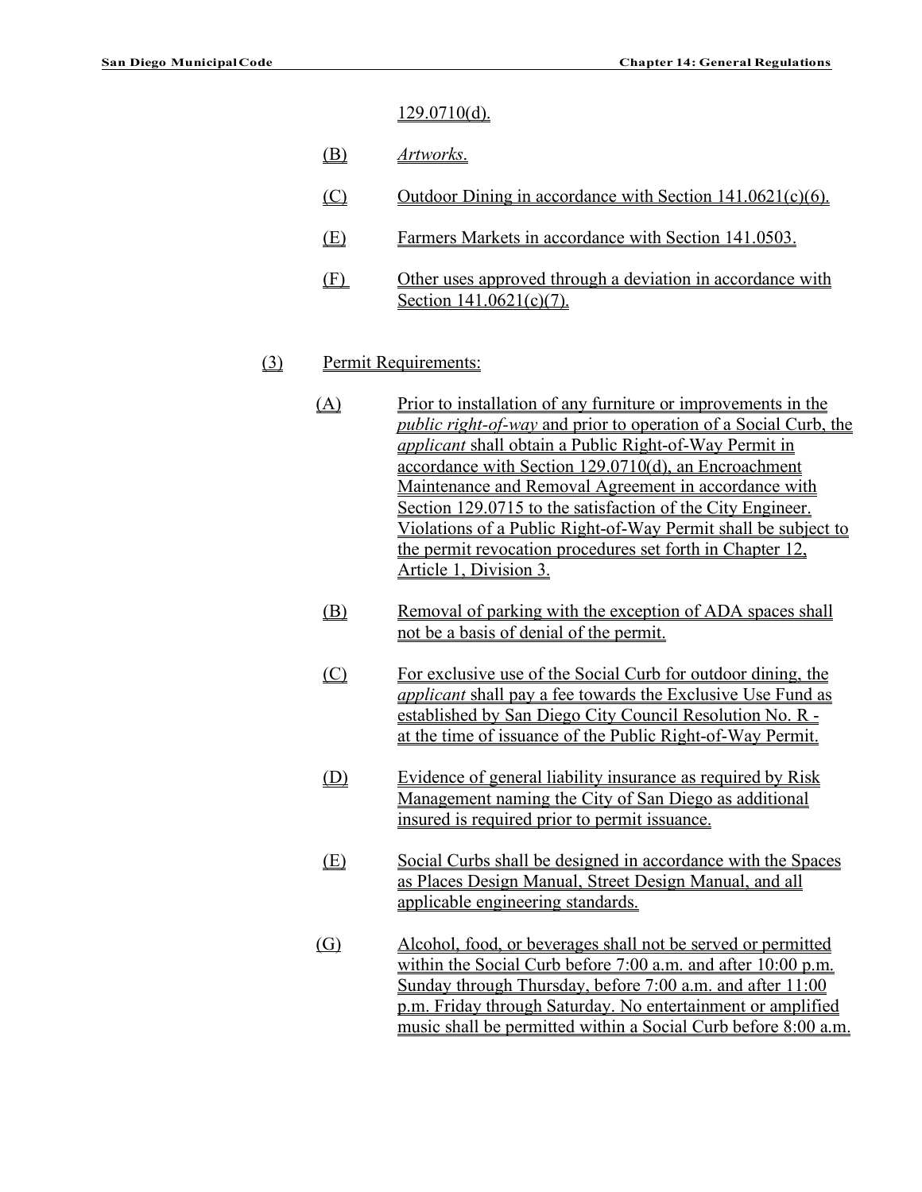129.0710(d).

(B) *Artworks*.

(C) Outdoor Dining in accordance with Section 141.0621(c)(6).

(E) Farmers Markets in accordance with Section 141.0503.

(F) Other uses approved through a deviation in accordance with Section 141.0621(c)(7).

(3) Permit Requirements:

(A) Prior to installation of any furniture or improvements in the *public right-of-way* and prior to operation of a Social Curb, the *applicant* shall obtain a Public Right-of-Way Permit in accordance with Section 129.0710(d), an Encroachment Maintenance and Removal Agreement in accordance with Section 129.0715 to the satisfaction of the City Engineer. Violations of a Public Right-of-Way Permit shall be subject to the permit revocation procedures set forth in Chapter 12, Article 1, Division 3.

(B) Removal of parking with the exception of ADA spaces shall not be a basis of denial of the permit.

(C) For exclusive use of the Social Curb for outdoor dining, the *applicant* shall pay a fee towards the Exclusive Use Fund as established by San Diego City Council Resolution No. R - at the time of issuance of the Public Right-of-Way Permit.

(D) Evidence of general liability insurance as required by Risk Management naming the City of San Diego as additional insured is required prior to permit issuance.

(E) Social Curbs shall be designed in accordance with the Spaces as Places Design Manual, Street Design Manual, and all applicable engineering standards.

(G) Alcohol, food, or beverages shall not be served or permitted within the Social Curb before 7:00 a.m. and after 10:00 p.m. Sunday through Thursday, before 7:00 a.m. and after 11:00 p.m. Friday through Saturday. No entertainment or amplified music shall be permitted within a Social Curb before 8:00 a.m.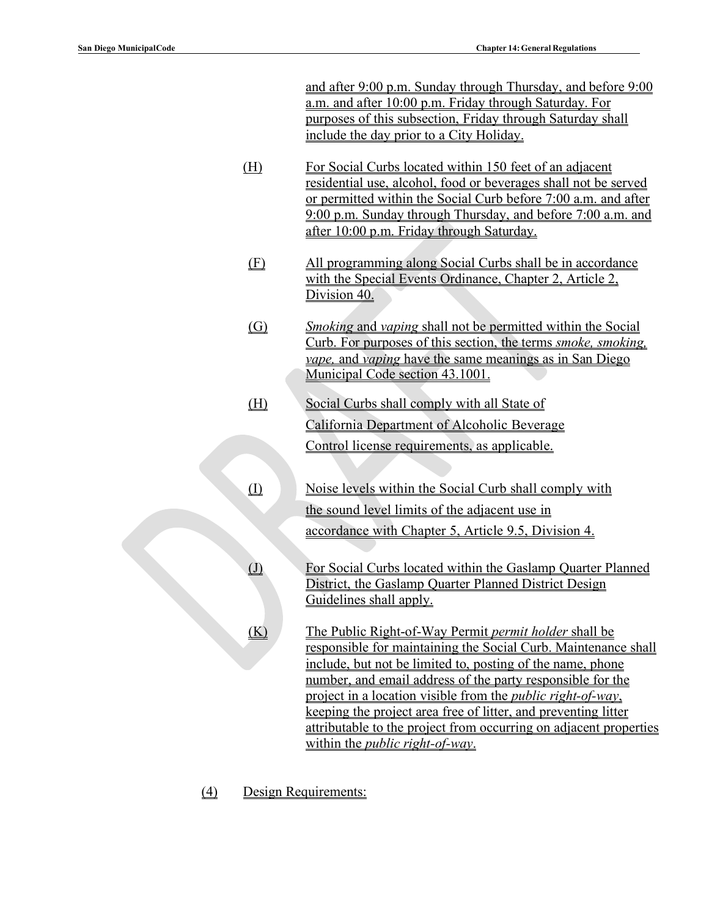and after 9:00 p.m. Sunday through Thursday, and before 9:00 a.m. and after 10:00 p.m. Friday through Saturday. For purposes of this subsection, Friday through Saturday shall include the day prior to a City Holiday.

(H) For Social Curbs located within 150 feet of an adjacent residential use, alcohol, food or beverages shall not be served or permitted within the Social Curb before 7:00 a.m. and after 9:00 p.m. Sunday through Thursday, and before 7:00 a.m. and after 10:00 p.m. Friday through Saturday.

(F) All programming along Social Curbs shall be in accordance with the Special Events Ordinance, Chapter 2, Article 2, Division 40.

(G) *Smoking* and *vaping* shall not be permitted within the Social Curb. For purposes of this section, the terms *smoke, smoking, vape,* and *vaping* have the same meanings as in San Diego Municipal Code section 43.1001.

(H) Social Curbs shall comply with all State of California Department of Alcoholic Beverage Control license requirements, as applicable.

(I) Noise levels within the Social Curb shall comply with the sound level limits of the adjacent use in accordance with Chapter 5, Article 9.5, Division 4.

(J) For Social Curbs located within the Gaslamp Quarter Planned District, the Gaslamp Quarter Planned District Design Guidelines shall apply.

(K) The Public Right-of-Way Permit *permit holder* shall be responsible for maintaining the Social Curb. Maintenance shall include, but not be limited to, posting of the name, phone number, and email address of the party responsible for the project in a location visible from the *public right-of-way*, keeping the project area free of litter, and preventing litter attributable to the project from occurring on adjacent properties within the *public right-of-way*.

(4) Design Requirements: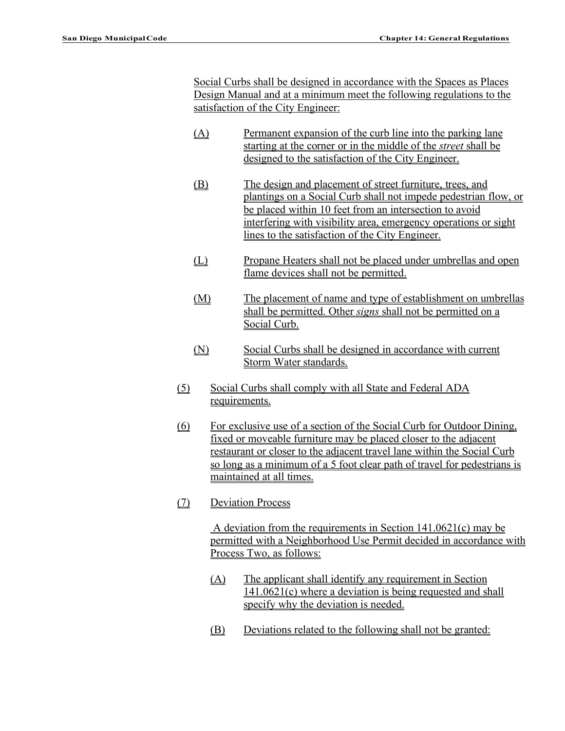Social Curbs shall be designed in accordance with the Spaces as Places Design Manual and at a minimum meet the following regulations to the satisfaction of the City Engineer:

(A) Permanent expansion of the curb line into the parking lane starting at the corner or in the middle of the *street* shall be designed to the satisfaction of the City Engineer.

(B) The design and placement of street furniture, trees, and plantings on a Social Curb shall not impede pedestrian flow, or be placed within 10 feet from an intersection to avoid interfering with visibility area, emergency operations or sight lines to the satisfaction of the City Engineer.

(L) Propane Heaters shall not be placed under umbrellas and open flame devices shall not be permitted.

(M) The placement of name and type of establishment on umbrellas shall be permitted. Other *signs* shall not be permitted on a Social Curb.

(N) Social Curbs shall be designed in accordance with current Storm Water standards.

(5) Social Curbs shall comply with all State and Federal ADA requirements.

(6) For exclusive use of a section of the Social Curb for Outdoor Dining, fixed or moveable furniture may be placed closer to the adjacent restaurant or closer to the adjacent travel lane within the Social Curb so long as a minimum of a 5 foot clear path of travel for pedestrians is maintained at all times.

(7) Deviation Process

A deviation from the requirements in Section 141.0621(c) may be permitted with a Neighborhood Use Permit decided in accordance with Process Two, as follows:

(A) The applicant shall identify any requirement in Section 141.0621(c) where a deviation is being requested and shall specify why the deviation is needed.

(B) Deviations related to the following shall not be granted: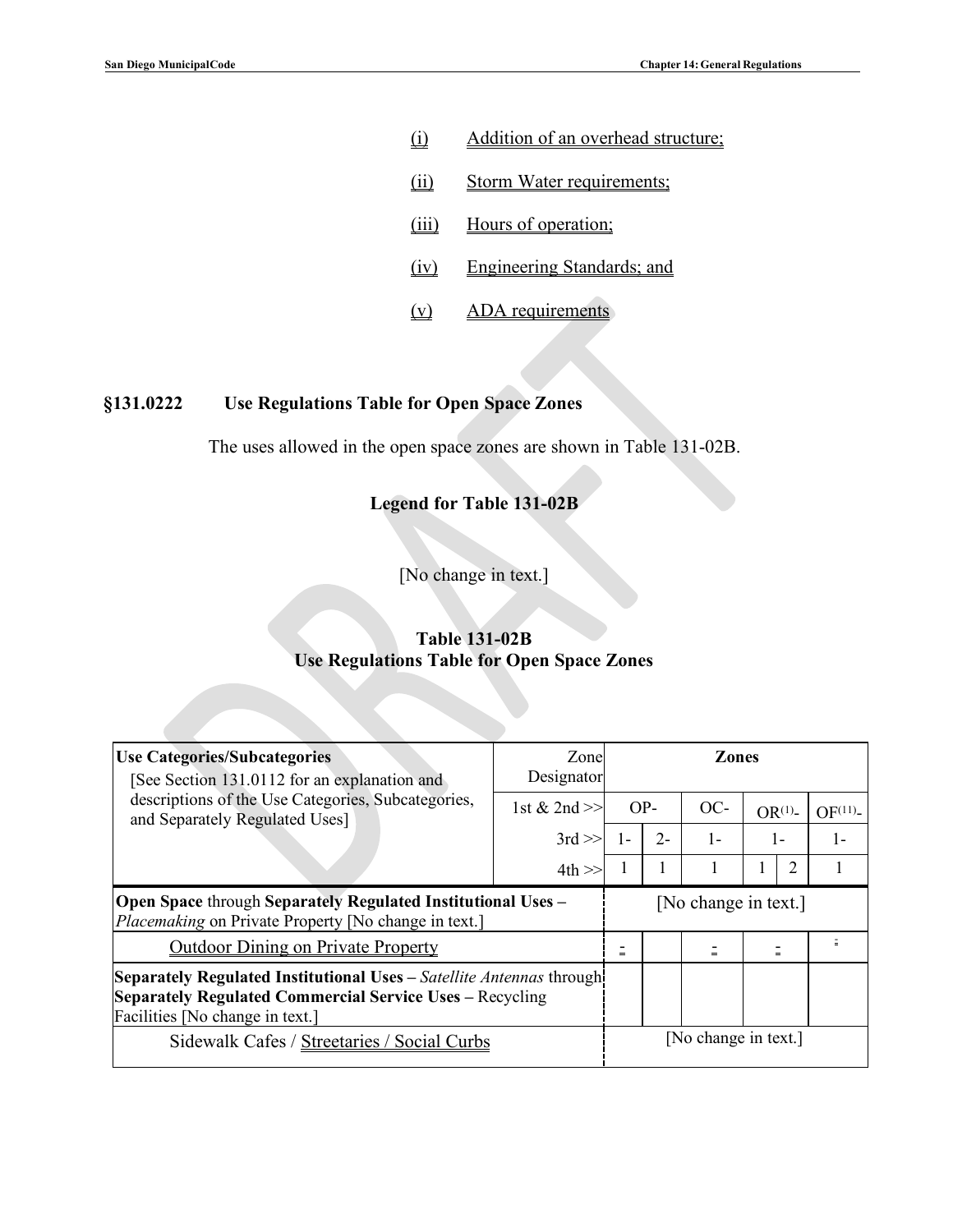(i) Addition of an overhead structure;

(ii) Storm Water requirements;

(iii) Hours of operation;

(iv) Engineering Standards; and

(v) ADA requirements

## §131.0222 Use Regulations Table for Open Space Zones

The uses allowed in the open space zones are shown in Table 131-02B.

### Legend for Table 131-02B

[No change in text.]

### Table 131-02B
### Use Regulations Table for Open Space Zones

| Use Categories/Subcategories [See Section 131.0112 for an explanation and descriptions of the Use Categories, Subcategories, and Separately Regulated Uses] | Zone Designator | Zones | | | | | |
|---|---|---|---|---|---|---|---|
| | 1st & 2nd >> | OP- | | OC- | OR(1)- | | OF(11)- |
| | 3rd >> | 1- | 2- | 1- | 1- | | 1- |
| | 4th >> | 1 | 1 | 1 | 1 | 2 | 1 |
| **Open Space** through **Separately Regulated Institutional Uses –** *Placemaking* on Private Property [No change in text.] | | [No change in text.] | | | | | |
| Outdoor Dining on Private Property | | - | | - | - | | - |
| **Separately Regulated Institutional Uses –** *Satellite Antennas* through **Separately Regulated Commercial Service Uses –** Recycling Facilities [No change in text.] | | | | | | | |
| Sidewalk Cafes / Streetaries / Social Curbs | | [No change in text.] | | | | | |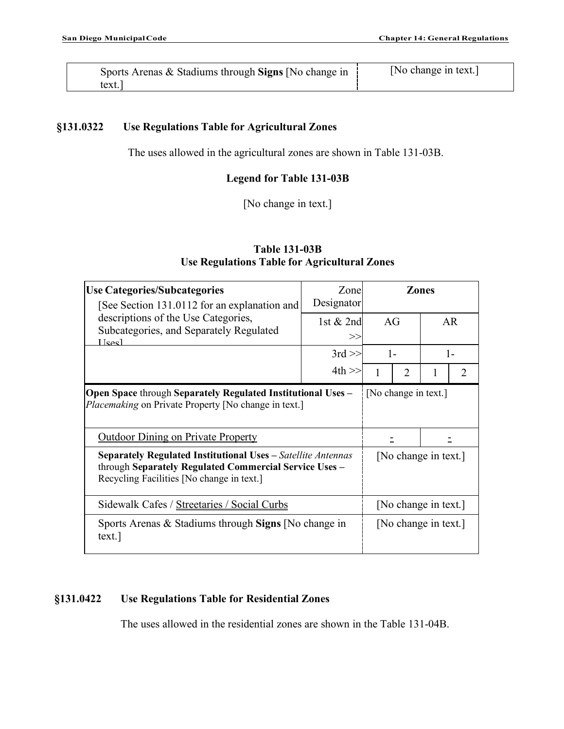| Sports Arenas & Stadiums through **Signs** [No change in text.] | [No change in text.] |
|---|---|

### §131.0322 Use Regulations Table for Agricultural Zones

The uses allowed in the agricultural zones are shown in Table 131-03B.

**Legend for Table 131-03B**

[No change in text.]

**Table 131-03B**
**Use Regulations Table for Agricultural Zones**

| **Use Categories/Subcategories** [See Section 131.0112 for an explanation and descriptions of the Use Categories, Subcategories, and Separately Regulated Uses] | Zone Designator | **Zones** | | | |
|---|---|---|---|---|---|
| | 1st & 2nd >> | AG | | AR | |
| | 3rd >> | 1- | | 1- | |
| | 4th >> | 1 | 2 | 1 | 2 |
| **Open Space** through **Separately Regulated Institutional Uses –** *Placemaking* on Private Property [No change in text.] | | [No change in text.] | | | |
| Outdoor Dining on Private Property | | - | | - | |
| **Separately Regulated Institutional Uses –** *Satellite Antennas* through **Separately Regulated Commercial Service Uses –** Recycling Facilities [No change in text.] | | [No change in text.] | | | |
| Sidewalk Cafes / Streetaries / Social Curbs | | [No change in text.] | | | |
| Sports Arenas & Stadiums through **Signs** [No change in text.] | | [No change in text.] | | | |

### §131.0422 Use Regulations Table for Residential Zones

The uses allowed in the residential zones are shown in the Table 131-04B.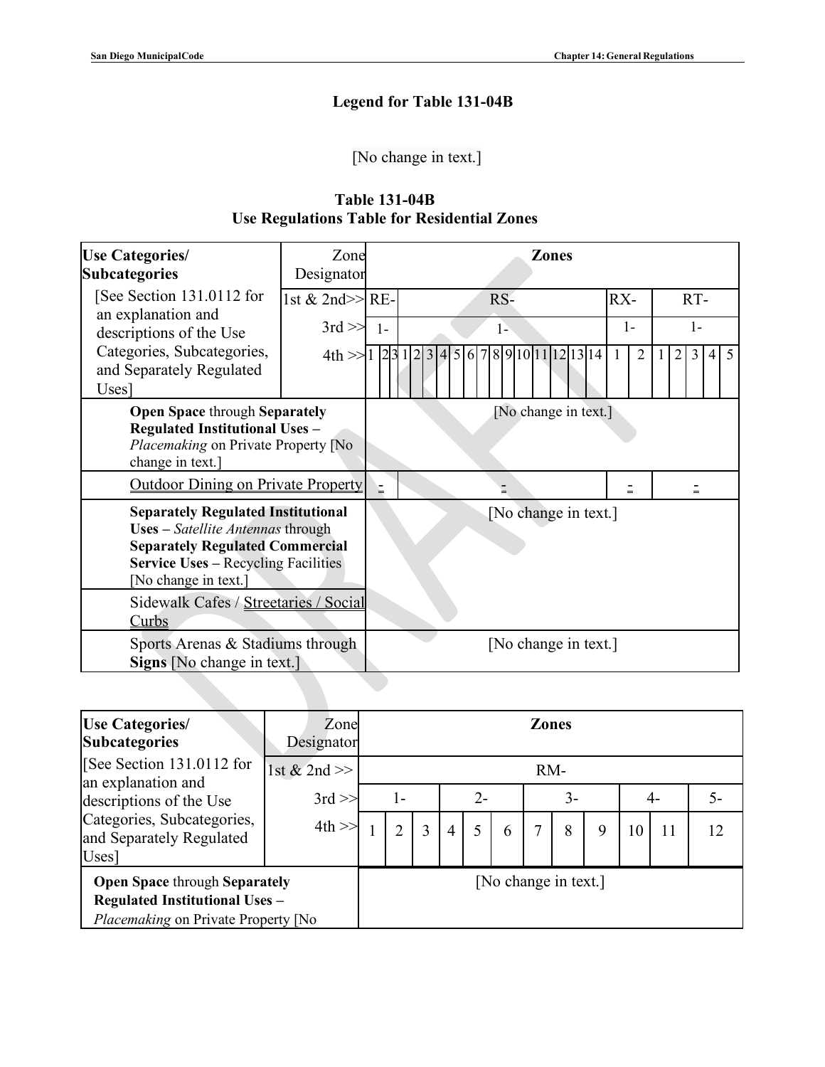### Legend for Table 131-04B

[No change in text.]

### Table 131-04B
### Use Regulations Table for Residential Zones

| Use Categories/ Subcategories | Zone Designator | Zones | | | | | | | | | | | | | | | | | | | | | | |
|---|---|---|---|---|---|---|---|---|---|---|---|---|---|---|---|---|---|---|---|---|---|---|---|---|
| [See Section 131.0112 for an explanation and descriptions of the Use Categories, Subcategories, and Separately Regulated Uses] | 1st & 2nd>> | RE- | | | RS- | | | | | | | | | | | | | RX- | | RT- | | | | |
| | 3rd >> | 1- | | | 1- | | | | | | | | | | | | | 1- | | 1- | | | | |
| | 4th >> | 1 | 2 | 3 | 1 | 2 | 3 | 4 | 5 | 6 | 7 | 8 | 9 | 10 | 11 | 12 | 13 | 14 | 1 | 2 | 1 | 2 | 3 | 4 | 5 |
| **Open Space** through **Separately Regulated Institutional Uses –** *Placemaking* on Private Property [No change in text.] | | [No change in text.] | | | | | | | | | | | | | | | | | | | | | | |
| Outdoor Dining on Private Property | | - | | | - | | | | | | | | | | | | | - | | - | | | | |
| **Separately Regulated Institutional Uses –** *Satellite Antennas* through **Separately Regulated Commercial Service Uses –** Recycling Facilities [No change in text.] | | [No change in text.] | | | | | | | | | | | | | | | | | | | | | | |
| Sidewalk Cafes / Streetaries / Social Curbs | | | | | | | | | | | | | | | | | | | | | | | | |
| Sports Arenas & Stadiums through **Signs** [No change in text.] | | [No change in text.] | | | | | | | | | | | | | | | | | | | | | | |

| Use Categories/ Subcategories | Zone Designator | Zones | | | | | | | | | | | |
|---|---|---|---|---|---|---|---|---|---|---|---|---|---|
| [See Section 131.0112 for an explanation and descriptions of the Use Categories, Subcategories, and Separately Regulated Uses] | 1st & 2nd >> | RM- | | | | | | | | | | | |
| | 3rd >> | 1- | | | 2- | | | 3- | | | 4- | | 5- |
| | 4th >> | 1 | 2 | 3 | 4 | 5 | 6 | 7 | 8 | 9 | 10 | 11 | 12 |
| **Open Space** through **Separately Regulated Institutional Uses –** *Placemaking* on Private Property [No | | [No change in text.] | | | | | | | | | | | |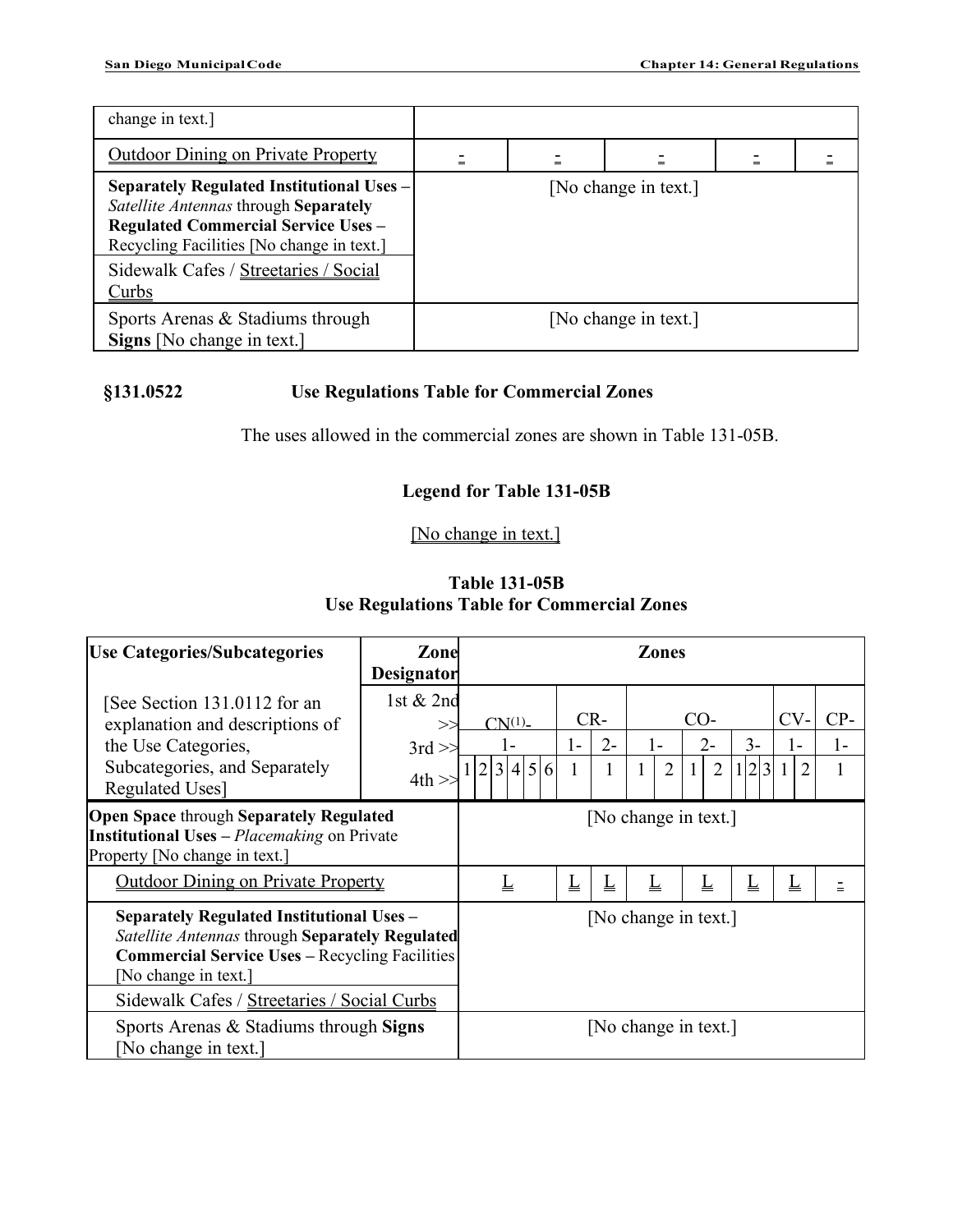| change in text.] | | | | | |
|---|---|---|---|---|---|
| <u>Outdoor Dining on Private Property</u> | <u>-</u> | <u>-</u> | <u>-</u> | <u>-</u> | <u>-</u> |
| **Separately Regulated Institutional Uses –** *Satellite Antennas* through **Separately Regulated Commercial Service Uses –** Recycling Facilities [No change in text.] | [No change in text.] | | | | |
| Sidewalk Cafes / <u>Streetaries / Social Curbs</u> | | | | | |
| Sports Arenas & Stadiums through **Signs** [No change in text.] | [No change in text.] | | | | |

**§131.0522 Use Regulations Table for Commercial Zones**

The uses allowed in the commercial zones are shown in Table 131-05B.

**Legend for Table 131-05B**

<u>[No change in text.]</u>

**Table 131-05B**
**Use Regulations Table for Commercial Zones**

| Use Categories/Subcategories | Zone Designator | Zones | | | | | | | | | | | | | | | | | | | |
|---|---|---|---|---|---|---|---|---|---|---|---|---|---|---|---|---|---|---|---|---|---|
| [See Section 131.0112 for an explanation and descriptions of the Use Categories, Subcategories, and Separately Regulated Uses] | 1st & 2nd >> | CN[(1)]- | | | | | | CR- | | CO- | | | | | | | | CV- | | CP- | |
| | 3rd >> | 1- | | | | | | 1- | 2- | 1- | | 2- | | 3- | | | | 1- | | 1- | |
| | 4th >> | 1 | 2 | 3 | 4 | 5 | 6 | 1 | 1 | 1 | 2 | 1 | 2 | 1 | 2 | 3 | | 1 | 2 | 1 | |
| **Open Space** through **Separately Regulated Institutional Uses –** *Placemaking* on Private Property [No change in text.] | | [No change in text.] | | | | | | | | | | | | | | | | | | | |
| <u>Outdoor Dining on Private Property</u> | | <u>L</u> | | | | | | <u>L</u> | <u>L</u> | <u>L</u> | | <u>L</u> | | <u>L</u> | | | | <u>L</u> | | <u>-</u> | |
| **Separately Regulated Institutional Uses –** *Satellite Antennas* through **Separately Regulated Commercial Service Uses –** Recycling Facilities [No change in text.] | | [No change in text.] | | | | | | | | | | | | | | | | | | | |
| Sidewalk Cafes / <u>Streetaries / Social Curbs</u> | | | | | | | | | | | | | | | | | | | | | |
| Sports Arenas & Stadiums through **Signs** [No change in text.] | | [No change in text.] | | | | | | | | | | | | | | | | | | | |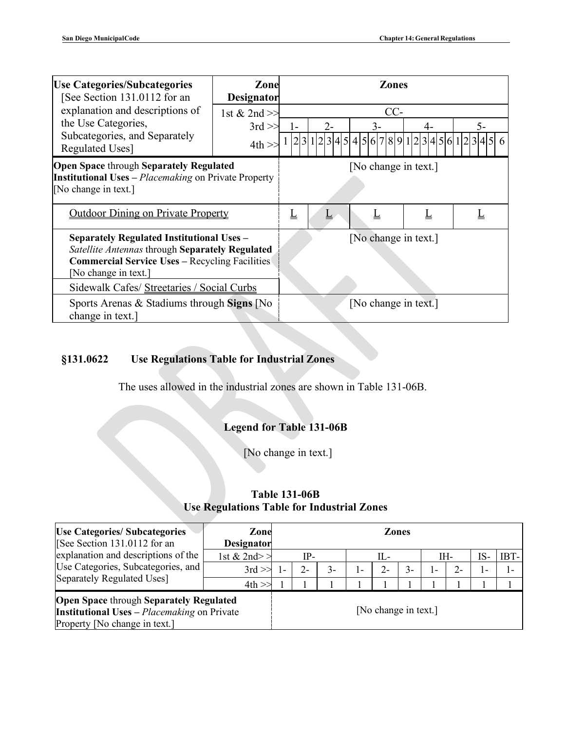| Use Categories/Subcategories [See Section 131.0112 for an explanation and descriptions of the Use Categories, Subcategories, and Separately Regulated Uses] | Zone Designator | Zones | | | | | | | | | | | | | | | | | | | | | | | | | | | |
|---|---|---|---|---|---|---|---|---|---|---|---|---|---|---|---|---|---|---|---|---|---|---|---|---|---|---|---|---|---|
| | 1st & 2nd >> | CC- | | | | | | | | | | | | | | | | | | | | | | | | | | | |
| | 3rd >> | 1- | | | 2- | | | | | 3- | | | | | | 4- | | | | | | 5- | | | | | | | |
| | 4th >> | 1 | 2 | 3 | 1 | 2 | 3 | 4 | 5 | 4 | 5 | 6 | 7 | 8 | 9 | 1 | 2 | 3 | 4 | 5 | 6 | 1 | 2 | 3 | 4 | 5 | 6 | | |
| **Open Space** through **Separately Regulated Institutional Uses –** *Placemaking* on Private Property [No change in text.] | | [No change in text.] | | | | | | | | | | | | | | | | | | | | | | | | | | | |
| Outdoor Dining on Private Property | | L | | | L | | | | | L | | | | | | L | | | | | | L | | | | | | | |
| **Separately Regulated Institutional Uses –** *Satellite Antennas* through **Separately Regulated Commercial Service Uses –** Recycling Facilities [No change in text.] | | [No change in text.] | | | | | | | | | | | | | | | | | | | | | | | | | | | |
| Sidewalk Cafes/ Streetaries / Social Curbs | | | | | | | | | | | | | | | | | | | | | | | | | | | | | |
| Sports Arenas & Stadiums through **Signs** [No change in text.] | | [No change in text.] | | | | | | | | | | | | | | | | | | | | | | | | | | | |

## §131.0622 Use Regulations Table for Industrial Zones

The uses allowed in the industrial zones are shown in Table 131-06B.

### Legend for Table 131-06B

[No change in text.]

### Table 131-06B
### Use Regulations Table for Industrial Zones

| Use Categories/ Subcategories [See Section 131.0112 for an explanation and descriptions of the Use Categories, Subcategories, and Separately Regulated Uses] | Zone Designator | Zones | | | | | | | | | |
|---|---|---|---|---|---|---|---|---|---|---|---|
| | 1st & 2nd>> | IP- | | | IL- | | | IH- | | IS- | IBT- |
| | 3rd >> | 1- | 2- | 3- | 1- | 2- | 3- | 1- | 2- | 1- | 1- |
| | 4th >> | 1 | 1 | 1 | 1 | 1 | 1 | 1 | 1 | 1 | 1 |
| **Open Space** through **Separately Regulated Institutional Uses –** *Placemaking* on Private Property [No change in text.] | | [No change in text.] | | | | | | | | | |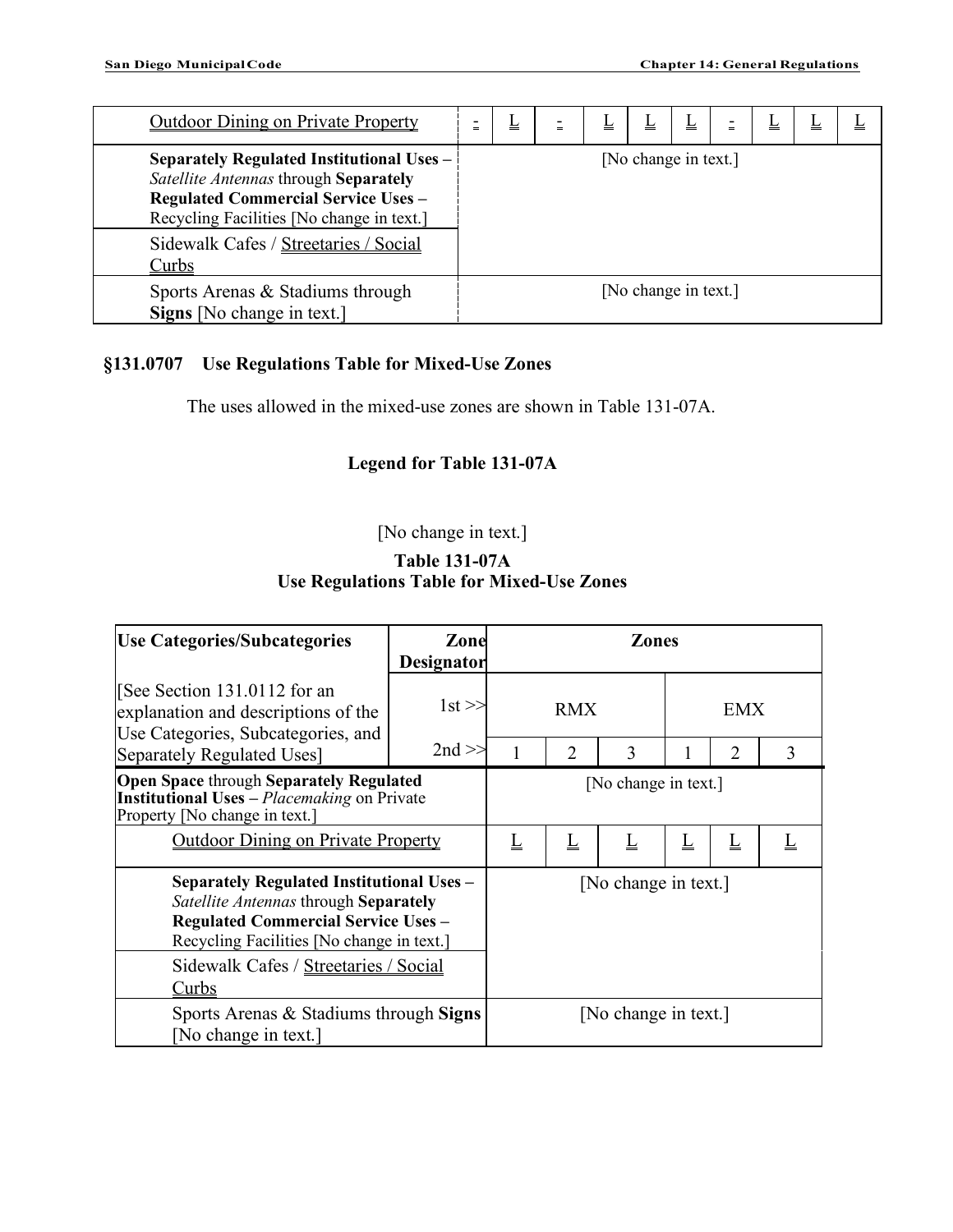| Outdoor Dining on Private Property | - | L | - | L | L | L | - | L | L | L |
|---|---|---|---|---|---|---|---|---|---|---|
| **Separately Regulated Institutional Uses –** *Satellite Antennas* through **Separately Regulated Commercial Service Uses –** Recycling Facilities [No change in text.] | [No change in text.] | | | | | | | | | |
| Sidewalk Cafes / Streetaries / Social Curbs | | | | | | | | | | |
| Sports Arenas & Stadiums through **Signs** [No change in text.] | [No change in text.] | | | | | | | | | |

## §131.0707 Use Regulations Table for Mixed-Use Zones

The uses allowed in the mixed-use zones are shown in Table 131-07A.

### Legend for Table 131-07A

[No change in text.]

### Table 131-07A
### Use Regulations Table for Mixed-Use Zones

| Use Categories/Subcategories | Zone Designator | Zones | | | | | |
|---|---|---|---|---|---|---|---|
| [See Section 131.0112 for an explanation and descriptions of the Use Categories, Subcategories, and Separately Regulated Uses] | 1st >> | RMX | | | EMX | | |
| | 2nd >> | 1 | 2 | 3 | 1 | 2 | 3 |
| **Open Space** through **Separately Regulated Institutional Uses –** *Placemaking* on Private Property [No change in text.] | | [No change in text.] | | | | | |
| Outdoor Dining on Private Property | | L | L | L | L | L | L |
| **Separately Regulated Institutional Uses –** *Satellite Antennas* through **Separately Regulated Commercial Service Uses –** Recycling Facilities [No change in text.] | | [No change in text.] | | | | | |
| Sidewalk Cafes / Streetaries / Social Curbs | | | | | | | |
| Sports Arenas & Stadiums through **Signs** [No change in text.] | | [No change in text.] | | | | | |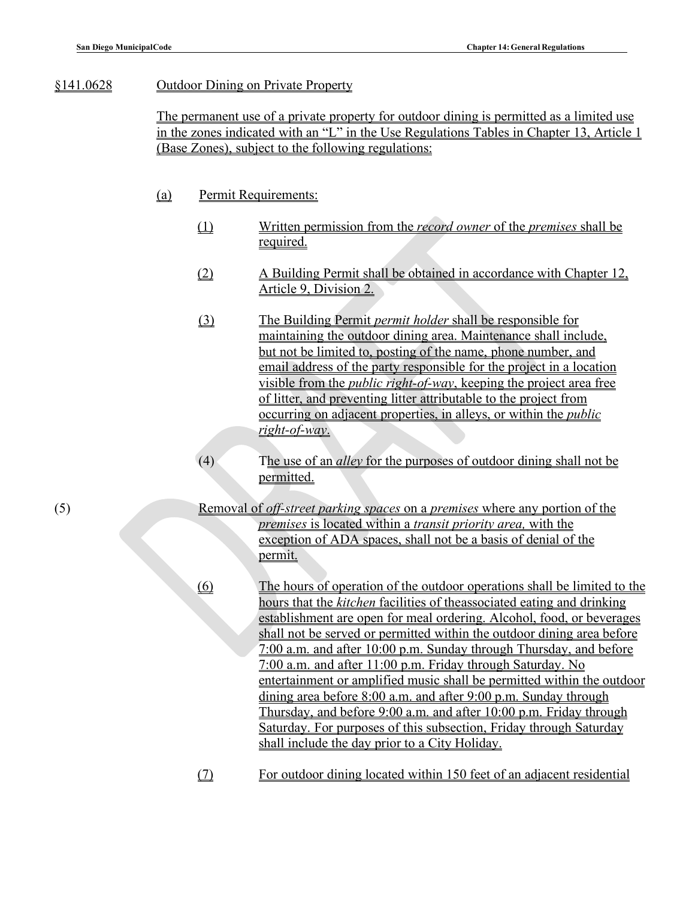§141.0628 Outdoor Dining on Private Property

The permanent use of a private property for outdoor dining is permitted as a limited use in the zones indicated with an "L" in the Use Regulations Tables in Chapter 13, Article 1 (Base Zones), subject to the following regulations:

(a) Permit Requirements:

(1) Written permission from the *record owner* of the *premises* shall be required.

(2) A Building Permit shall be obtained in accordance with Chapter 12, Article 9, Division 2.

(3) The Building Permit *permit holder* shall be responsible for maintaining the outdoor dining area. Maintenance shall include, but not be limited to, posting of the name, phone number, and email address of the party responsible for the project in a location visible from the *public right-of-way*, keeping the project area free of litter, and preventing litter attributable to the project from occurring on adjacent properties, in alleys, or within the *public right-of-way*.

(4) The use of an *alley* for the purposes of outdoor dining shall not be permitted.

(5) Removal of *off-street parking spaces* on a *premises* where any portion of the *premises* is located within a *transit priority area,* with the exception of ADA spaces, shall not be a basis of denial of the permit.

(6) The hours of operation of the outdoor operations shall be limited to the hours that the *kitchen* facilities of theassociated eating and drinking establishment are open for meal ordering. Alcohol, food, or beverages shall not be served or permitted within the outdoor dining area before 7:00 a.m. and after 10:00 p.m. Sunday through Thursday, and before 7:00 a.m. and after 11:00 p.m. Friday through Saturday. No entertainment or amplified music shall be permitted within the outdoor dining area before 8:00 a.m. and after 9:00 p.m. Sunday through Thursday, and before 9:00 a.m. and after 10:00 p.m. Friday through Saturday. For purposes of this subsection, Friday through Saturday shall include the day prior to a City Holiday.

(7) For outdoor dining located within 150 feet of an adjacent residential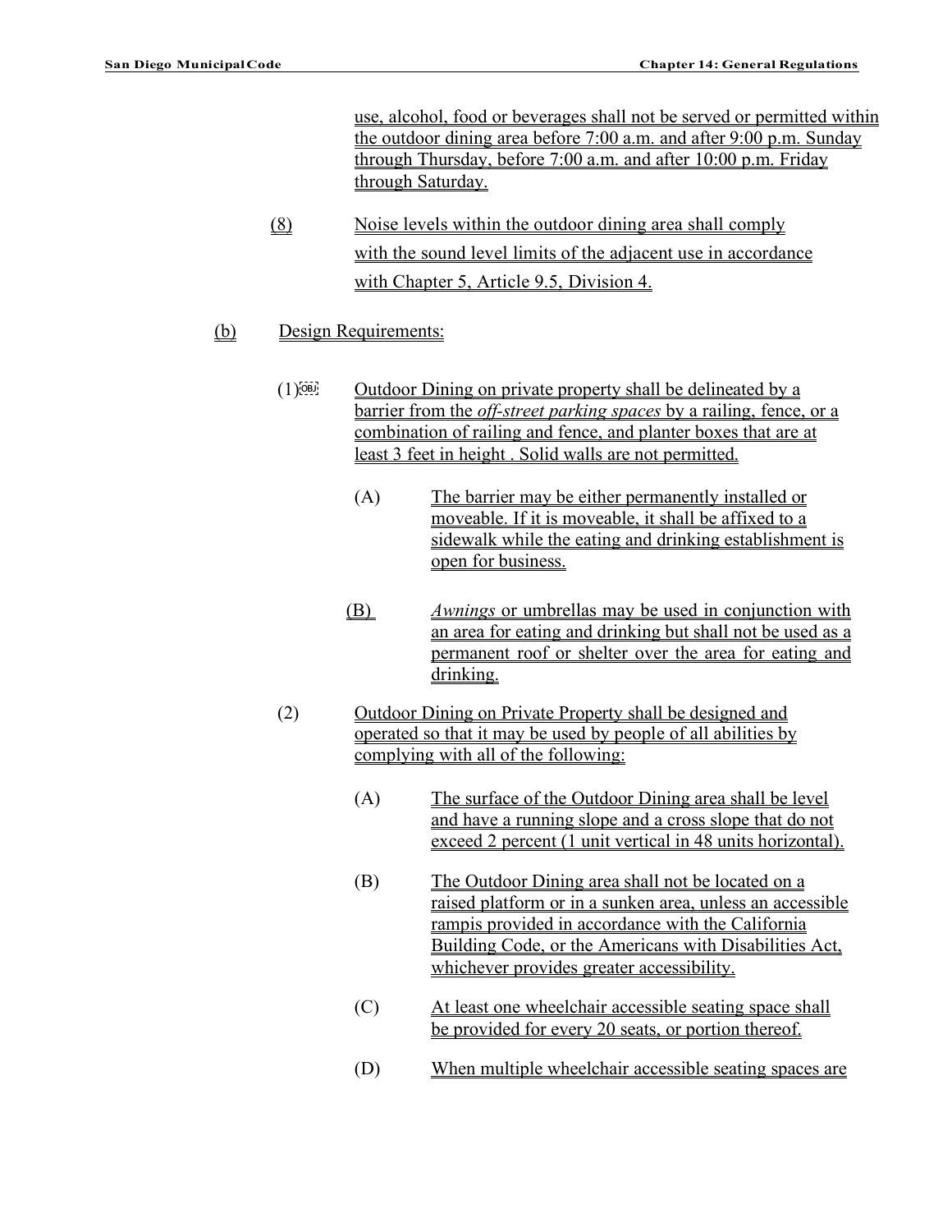use, alcohol, food or beverages shall not be served or permitted within the outdoor dining area before 7:00 a.m. and after 9:00 p.m. Sunday through Thursday, before 7:00 a.m. and after 10:00 p.m. Friday through Saturday.

(8) Noise levels within the outdoor dining area shall comply with the sound level limits of the adjacent use in accordance with Chapter 5, Article 9.5, Division 4.

(b) Design Requirements:

(1) Outdoor Dining on private property shall be delineated by a barrier from the *off-street parking spaces* by a railing, fence, or a combination of railing and fence, and planter boxes that are at least 3 feet in height . Solid walls are not permitted.

(A) The barrier may be either permanently installed or moveable. If it is moveable, it shall be affixed to a sidewalk while the eating and drinking establishment is open for business.

(B) *Awnings* or umbrellas may be used in conjunction with an area for eating and drinking but shall not be used as a permanent roof or shelter over the area for eating and drinking.

(2) Outdoor Dining on Private Property shall be designed and operated so that it may be used by people of all abilities by complying with all of the following:

(A) The surface of the Outdoor Dining area shall be level and have a running slope and a cross slope that do not exceed 2 percent (1 unit vertical in 48 units horizontal).

(B) The Outdoor Dining area shall not be located on a raised platform or in a sunken area, unless an accessible rampis provided in accordance with the California Building Code, or the Americans with Disabilities Act, whichever provides greater accessibility.

(C) At least one wheelchair accessible seating space shall be provided for every 20 seats, or portion thereof.

(D) When multiple wheelchair accessible seating spaces are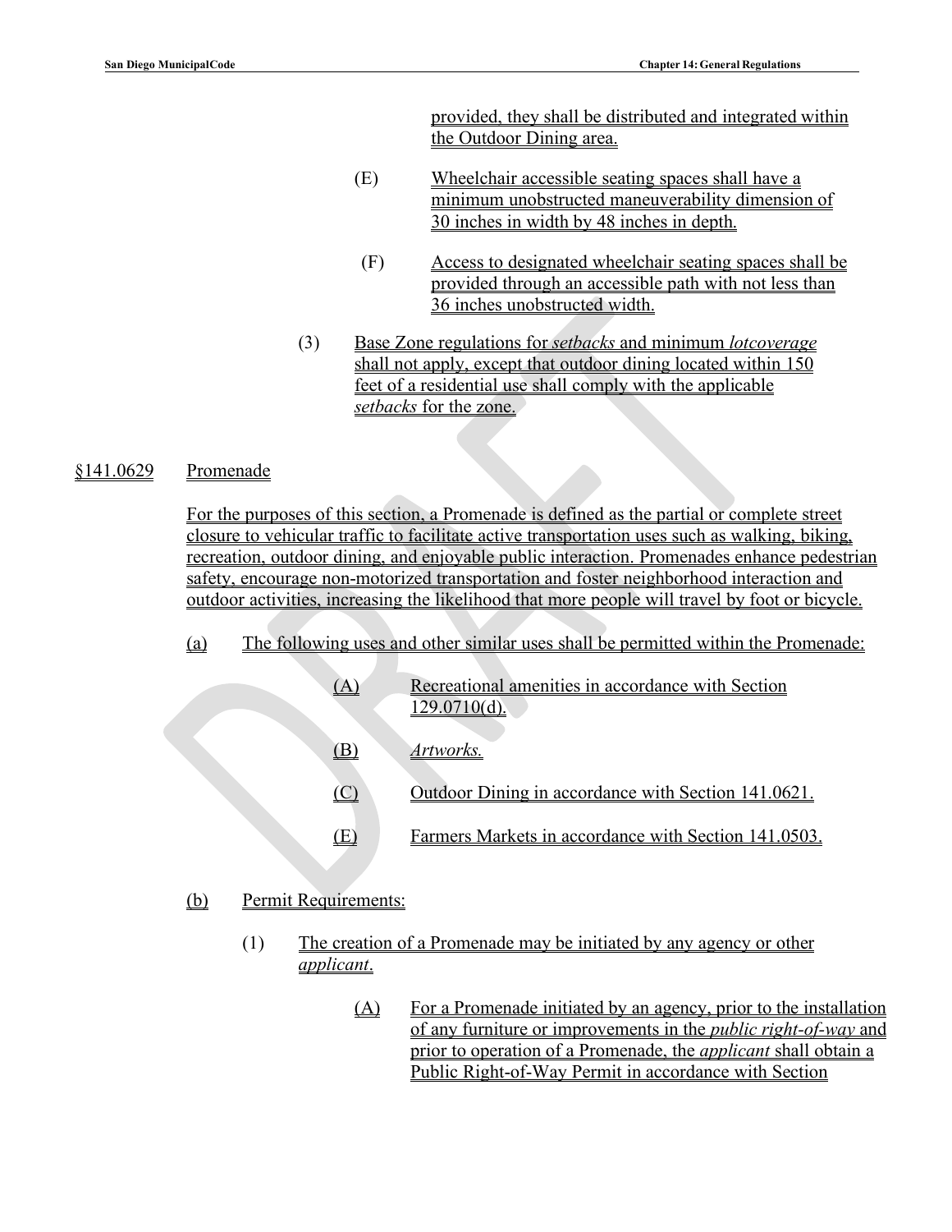provided, they shall be distributed and integrated within the Outdoor Dining area.

(E) Wheelchair accessible seating spaces shall have a minimum unobstructed maneuverability dimension of 30 inches in width by 48 inches in depth.

(F) Access to designated wheelchair seating spaces shall be provided through an accessible path with not less than 36 inches unobstructed width.

(3) Base Zone regulations for *setbacks* and minimum *lotcoverage* shall not apply, except that outdoor dining located within 150 feet of a residential use shall comply with the applicable *setbacks* for the zone.

§141.0629 Promenade

For the purposes of this section, a Promenade is defined as the partial or complete street closure to vehicular traffic to facilitate active transportation uses such as walking, biking, recreation, outdoor dining, and enjoyable public interaction. Promenades enhance pedestrian safety, encourage non-motorized transportation and foster neighborhood interaction and outdoor activities, increasing the likelihood that more people will travel by foot or bicycle.

(a) The following uses and other similar uses shall be permitted within the Promenade:

(A) Recreational amenities in accordance with Section 129.0710(d).

(B) *Artworks.*

(C) Outdoor Dining in accordance with Section 141.0621.

(E) Farmers Markets in accordance with Section 141.0503.

(b) Permit Requirements:

(1) The creation of a Promenade may be initiated by any agency or other *applicant*.

(A) For a Promenade initiated by an agency, prior to the installation of any furniture or improvements in the *public right-of-way* and prior to operation of a Promenade, the *applicant* shall obtain a Public Right-of-Way Permit in accordance with Section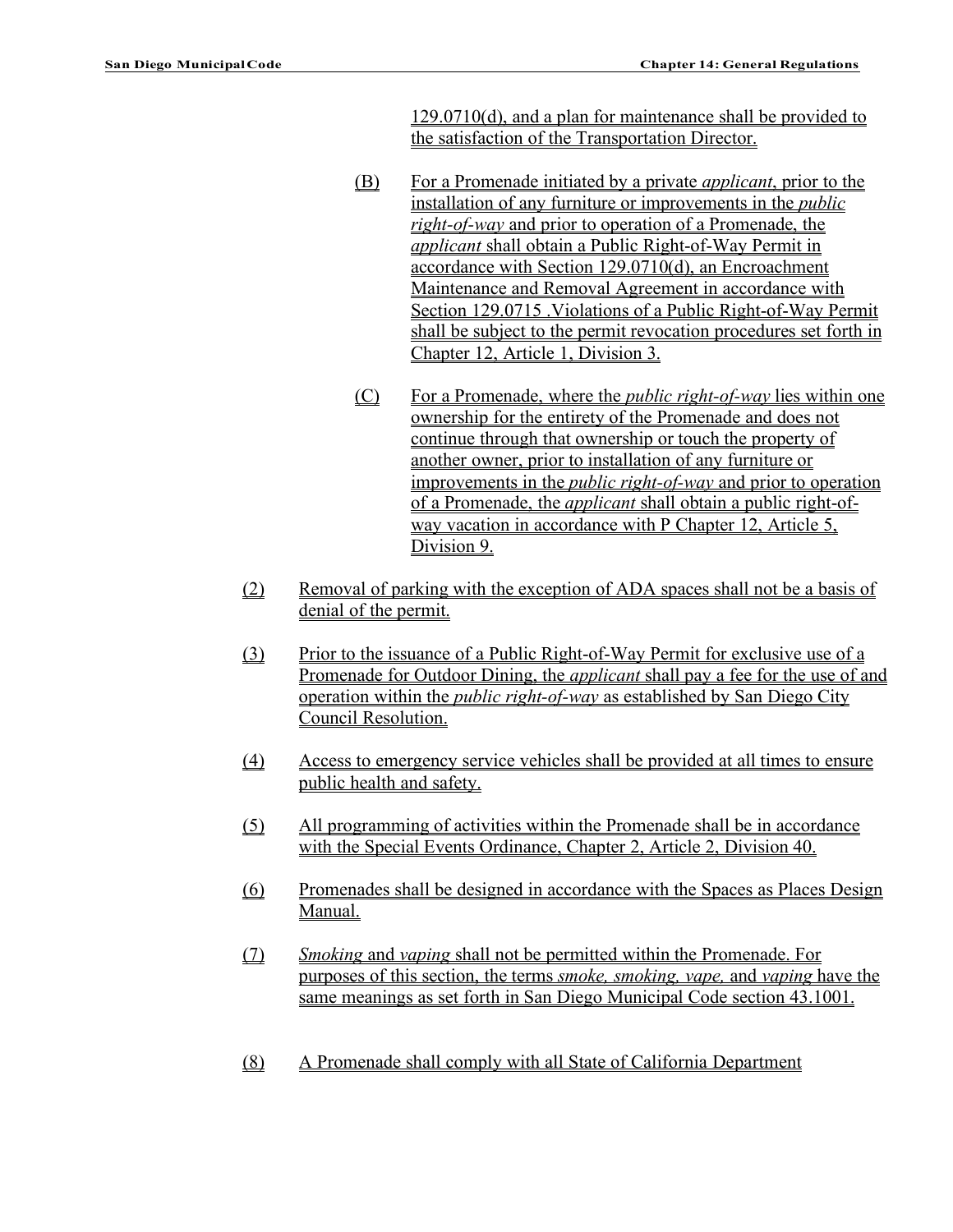129.0710(d), and a plan for maintenance shall be provided to the satisfaction of the Transportation Director.

(B) For a Promenade initiated by a private *applicant*, prior to the installation of any furniture or improvements in the *public right-of-way* and prior to operation of a Promenade, the *applicant* shall obtain a Public Right-of-Way Permit in accordance with Section 129.0710(d), an Encroachment Maintenance and Removal Agreement in accordance with Section 129.0715 .Violations of a Public Right-of-Way Permit shall be subject to the permit revocation procedures set forth in Chapter 12, Article 1, Division 3.

(C) For a Promenade, where the *public right-of-way* lies within one ownership for the entirety of the Promenade and does not continue through that ownership or touch the property of another owner, prior to installation of any furniture or improvements in the *public right-of-way* and prior to operation of a Promenade, the *applicant* shall obtain a public right-of-way vacation in accordance with P Chapter 12, Article 5, Division 9.

(2) Removal of parking with the exception of ADA spaces shall not be a basis of denial of the permit.

(3) Prior to the issuance of a Public Right-of-Way Permit for exclusive use of a Promenade for Outdoor Dining, the *applicant* shall pay a fee for the use of and operation within the *public right-of-way* as established by San Diego City Council Resolution.

(4) Access to emergency service vehicles shall be provided at all times to ensure public health and safety.

(5) All programming of activities within the Promenade shall be in accordance with the Special Events Ordinance, Chapter 2, Article 2, Division 40.

(6) Promenades shall be designed in accordance with the Spaces as Places Design Manual.

(7) *Smoking* and *vaping* shall not be permitted within the Promenade. For purposes of this section, the terms *smoke, smoking, vape,* and *vaping* have the same meanings as set forth in San Diego Municipal Code section 43.1001.

(8) A Promenade shall comply with all State of California Department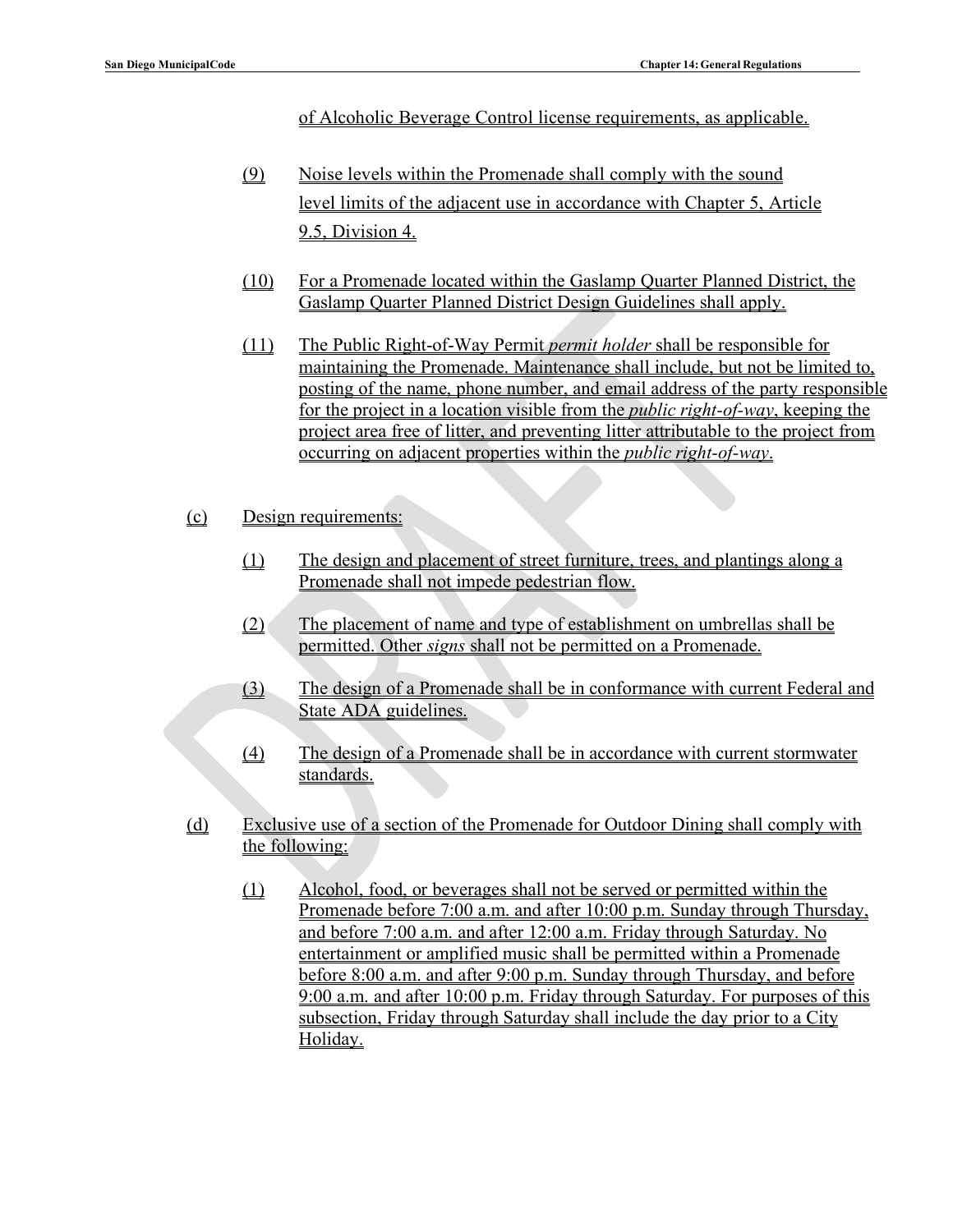of Alcoholic Beverage Control license requirements, as applicable.

(9) Noise levels within the Promenade shall comply with the sound level limits of the adjacent use in accordance with Chapter 5, Article 9.5, Division 4.

(10) For a Promenade located within the Gaslamp Quarter Planned District, the Gaslamp Quarter Planned District Design Guidelines shall apply.

(11) The Public Right-of-Way Permit *permit holder* shall be responsible for maintaining the Promenade. Maintenance shall include, but not be limited to, posting of the name, phone number, and email address of the party responsible for the project in a location visible from the *public right-of-way*, keeping the project area free of litter, and preventing litter attributable to the project from occurring on adjacent properties within the *public right-of-way*.

(c) Design requirements:

(1) The design and placement of street furniture, trees, and plantings along a Promenade shall not impede pedestrian flow.

(2) The placement of name and type of establishment on umbrellas shall be permitted. Other *signs* shall not be permitted on a Promenade.

(3) The design of a Promenade shall be in conformance with current Federal and State ADA guidelines.

(4) The design of a Promenade shall be in accordance with current stormwater standards.

(d) Exclusive use of a section of the Promenade for Outdoor Dining shall comply with the following:

(1) Alcohol, food, or beverages shall not be served or permitted within the Promenade before 7:00 a.m. and after 10:00 p.m. Sunday through Thursday, and before 7:00 a.m. and after 12:00 a.m. Friday through Saturday. No entertainment or amplified music shall be permitted within a Promenade before 8:00 a.m. and after 9:00 p.m. Sunday through Thursday, and before 9:00 a.m. and after 10:00 p.m. Friday through Saturday. For purposes of this subsection, Friday through Saturday shall include the day prior to a City Holiday.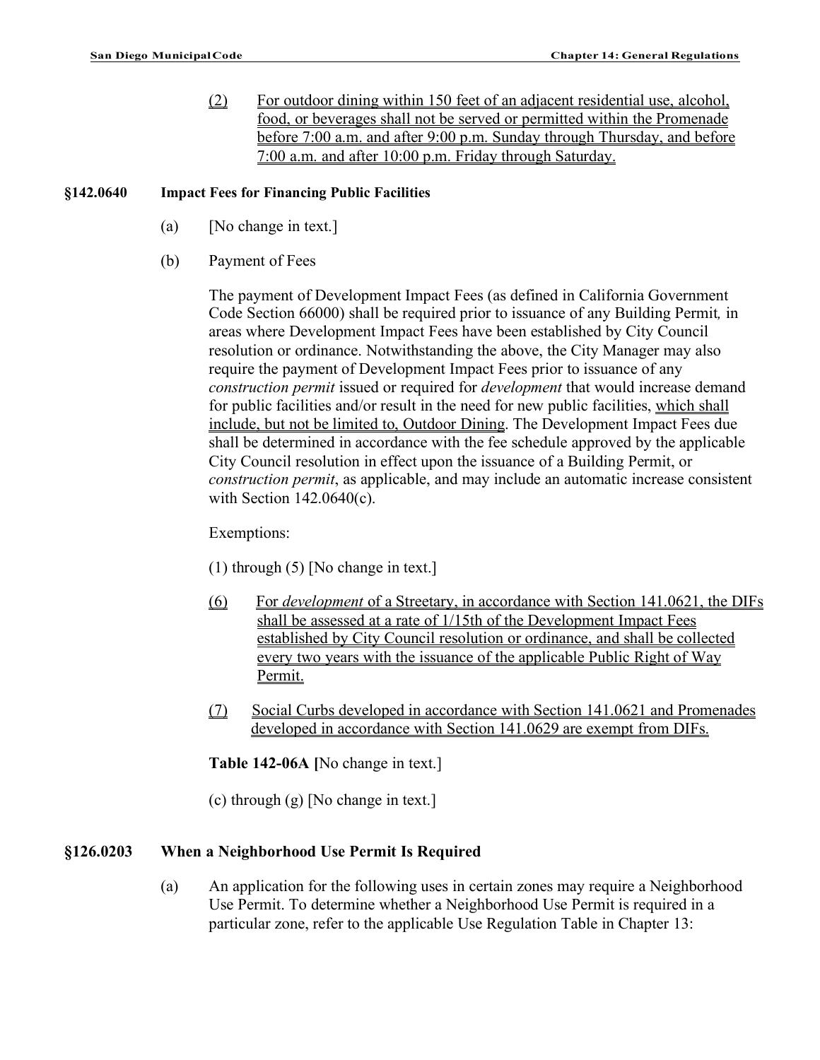(2) For outdoor dining within 150 feet of an adjacent residential use, alcohol, food, or beverages shall not be served or permitted within the Promenade before 7:00 a.m. and after 9:00 p.m. Sunday through Thursday, and before 7:00 a.m. and after 10:00 p.m. Friday through Saturday.

## §142.0640 Impact Fees for Financing Public Facilities

(a) [No change in text.]

(b) Payment of Fees

The payment of Development Impact Fees (as defined in California Government Code Section 66000) shall be required prior to issuance of any Building Permit*,* in areas where Development Impact Fees have been established by City Council resolution or ordinance. Notwithstanding the above, the City Manager may also require the payment of Development Impact Fees prior to issuance of any *construction permit* issued or required for *development* that would increase demand for public facilities and/or result in the need for new public facilities, which shall include, but not be limited to, Outdoor Dining. The Development Impact Fees due shall be determined in accordance with the fee schedule approved by the applicable City Council resolution in effect upon the issuance of a Building Permit, or *construction permit*, as applicable, and may include an automatic increase consistent with Section 142.0640(c).

Exemptions:

(1) through (5) [No change in text.]

(6) For *development* of a Streetary, in accordance with Section 141.0621, the DIFs shall be assessed at a rate of 1/15th of the Development Impact Fees established by City Council resolution or ordinance, and shall be collected every two years with the issuance of the applicable Public Right of Way Permit.

(7) Social Curbs developed in accordance with Section 141.0621 and Promenades developed in accordance with Section 141.0629 are exempt from DIFs.

**Table 142-06A [**No change in text.]

(c) through (g) [No change in text.]

## §126.0203 When a Neighborhood Use Permit Is Required

(a) An application for the following uses in certain zones may require a Neighborhood Use Permit. To determine whether a Neighborhood Use Permit is required in a particular zone, refer to the applicable Use Regulation Table in Chapter 13: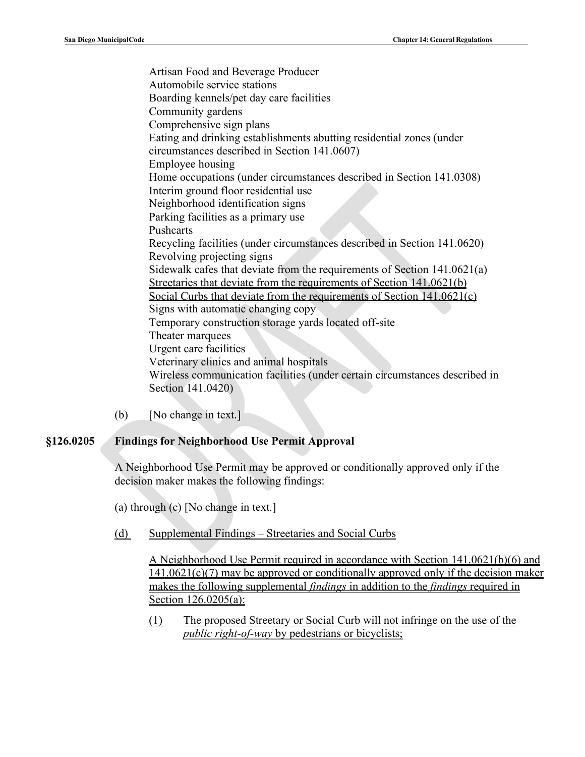Artisan Food and Beverage Producer
Automobile service stations
Boarding kennels/pet day care facilities
Community gardens
Comprehensive sign plans
Eating and drinking establishments abutting residential zones (under circumstances described in Section 141.0607)
Employee housing
Home occupations (under circumstances described in Section 141.0308)
Interim ground floor residential use
Neighborhood identification signs
Parking facilities as a primary use
Pushcarts
Recycling facilities (under circumstances described in Section 141.0620)
Revolving projecting signs
Sidewalk cafes that deviate from the requirements of Section 141.0621(a)
<u>Streetaries that deviate from the requirements of Section 141.0621(b)</u>
<u>Social Curbs that deviate from the requirements of Section 141.0621(c)</u>
Signs with automatic changing copy
Temporary construction storage yards located off-site
Theater marquees
Urgent care facilities
Veterinary clinics and animal hospitals
Wireless communication facilities (under certain circumstances described in Section 141.0420)

(b) [No change in text.]

## §126.0205 Findings for Neighborhood Use Permit Approval

A Neighborhood Use Permit may be approved or conditionally approved only if the decision maker makes the following findings:

(a) through (c) [No change in text.]

<u>(d) Supplemental Findings – Streetaries and Social Curbs</u>

<u>A Neighborhood Use Permit required in accordance with Section 141.0621(b)(6) and 141.0621(c)(7) may be approved or conditionally approved only if the decision maker makes the following supplemental *findings* in addition to the *findings* required in Section 126.0205(a):</u>

<u>(1) The proposed Streetary or Social Curb will not infringe on the use of the *public right-of-way* by pedestrians or bicyclists;</u>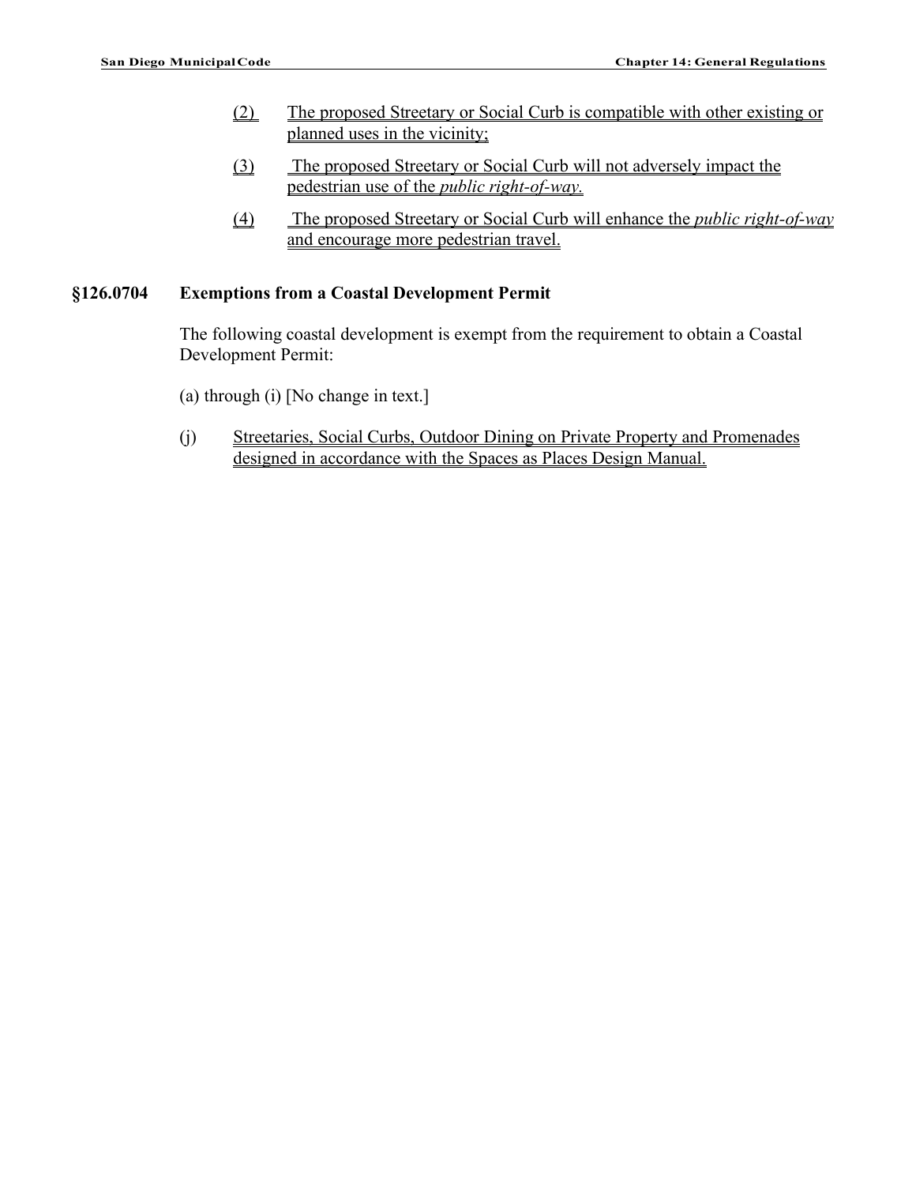(2) The proposed Streetary or Social Curb is compatible with other existing or planned uses in the vicinity;

(3) The proposed Streetary or Social Curb will not adversely impact the pedestrian use of the *public right-of-way*.

(4) The proposed Streetary or Social Curb will enhance the *public right-of-way* and encourage more pedestrian travel.

### §126.0704 Exemptions from a Coastal Development Permit

The following coastal development is exempt from the requirement to obtain a Coastal Development Permit:

(a) through (i) [No change in text.]

(j) Streetaries, Social Curbs, Outdoor Dining on Private Property and Promenades designed in accordance with the Spaces as Places Design Manual.